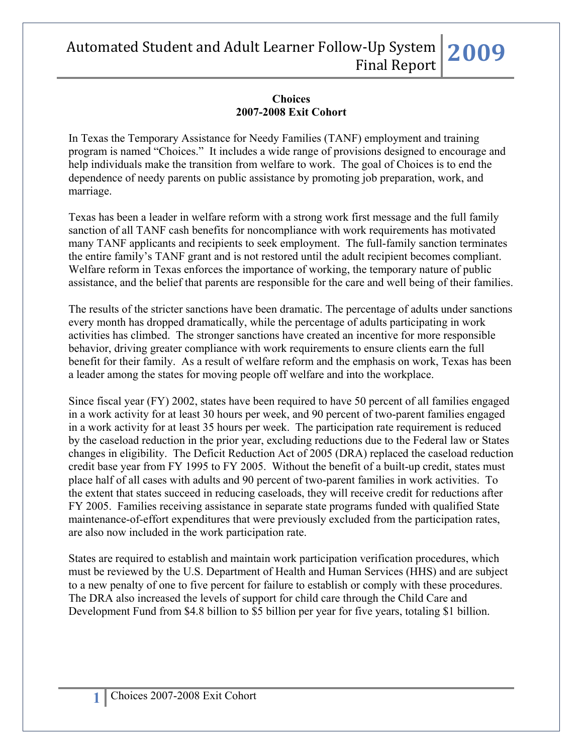## Choices
## 2007-2008 Exit Cohort

In Texas the Temporary Assistance for Needy Families (TANF) employment and training program is named "Choices." It includes a wide range of provisions designed to encourage and help individuals make the transition from welfare to work. The goal of Choices is to end the dependence of needy parents on public assistance by promoting job preparation, work, and marriage.

Texas has been a leader in welfare reform with a strong work first message and the full family sanction of all TANF cash benefits for noncompliance with work requirements has motivated many TANF applicants and recipients to seek employment. The full-family sanction terminates the entire family's TANF grant and is not restored until the adult recipient becomes compliant. Welfare reform in Texas enforces the importance of working, the temporary nature of public assistance, and the belief that parents are responsible for the care and well being of their families.

The results of the stricter sanctions have been dramatic. The percentage of adults under sanctions every month has dropped dramatically, while the percentage of adults participating in work activities has climbed. The stronger sanctions have created an incentive for more responsible behavior, driving greater compliance with work requirements to ensure clients earn the full benefit for their family. As a result of welfare reform and the emphasis on work, Texas has been a leader among the states for moving people off welfare and into the workplace.

Since fiscal year (FY) 2002, states have been required to have 50 percent of all families engaged in a work activity for at least 30 hours per week, and 90 percent of two-parent families engaged in a work activity for at least 35 hours per week. The participation rate requirement is reduced by the caseload reduction in the prior year, excluding reductions due to the Federal law or States changes in eligibility. The Deficit Reduction Act of 2005 (DRA) replaced the caseload reduction credit base year from FY 1995 to FY 2005. Without the benefit of a built-up credit, states must place half of all cases with adults and 90 percent of two-parent families in work activities. To the extent that states succeed in reducing caseloads, they will receive credit for reductions after FY 2005. Families receiving assistance in separate state programs funded with qualified State maintenance-of-effort expenditures that were previously excluded from the participation rates, are also now included in the work participation rate.

States are required to establish and maintain work participation verification procedures, which must be reviewed by the U.S. Department of Health and Human Services (HHS) and are subject to a new penalty of one to five percent for failure to establish or comply with these procedures. The DRA also increased the levels of support for child care through the Child Care and Development Fund from $4.8 billion to $5 billion per year for five years, totaling $1 billion.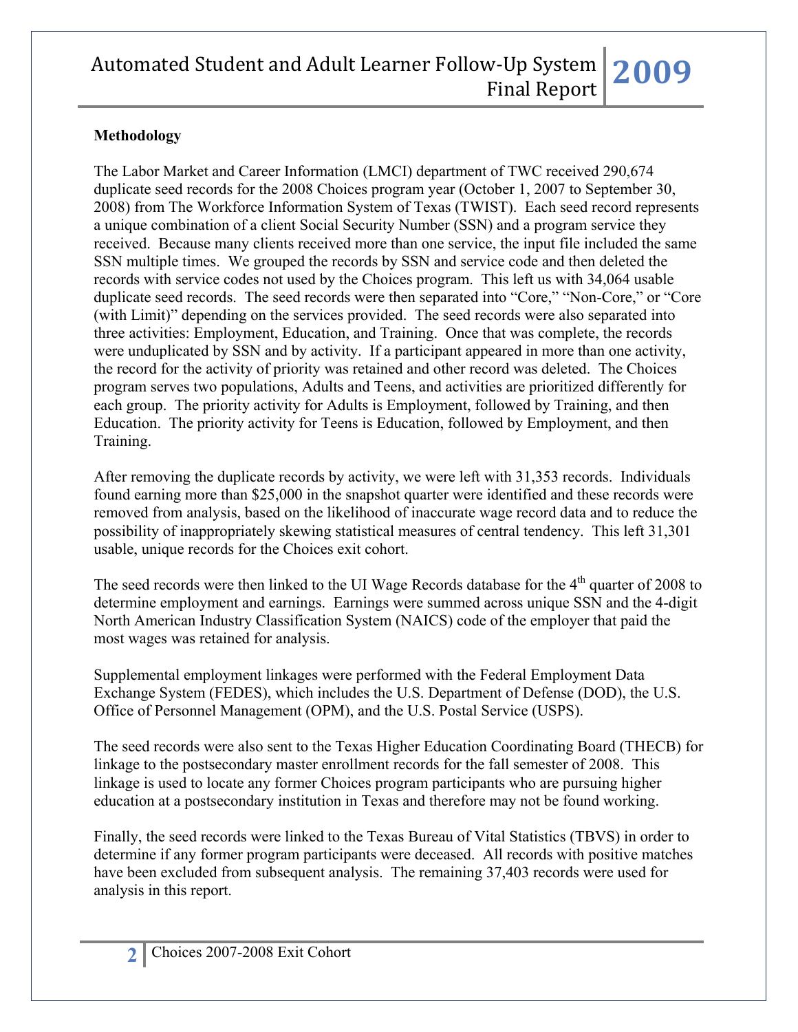**Methodology**

The Labor Market and Career Information (LMCI) department of TWC received 290,674 duplicate seed records for the 2008 Choices program year (October 1, 2007 to September 30, 2008) from The Workforce Information System of Texas (TWIST). Each seed record represents a unique combination of a client Social Security Number (SSN) and a program service they received. Because many clients received more than one service, the input file included the same SSN multiple times. We grouped the records by SSN and service code and then deleted the records with service codes not used by the Choices program. This left us with 34,064 usable duplicate seed records. The seed records were then separated into "Core," "Non-Core," or "Core (with Limit)" depending on the services provided. The seed records were also separated into three activities: Employment, Education, and Training. Once that was complete, the records were unduplicated by SSN and by activity. If a participant appeared in more than one activity, the record for the activity of priority was retained and other record was deleted. The Choices program serves two populations, Adults and Teens, and activities are prioritized differently for each group. The priority activity for Adults is Employment, followed by Training, and then Education. The priority activity for Teens is Education, followed by Employment, and then Training.

After removing the duplicate records by activity, we were left with 31,353 records. Individuals found earning more than $25,000 in the snapshot quarter were identified and these records were removed from analysis, based on the likelihood of inaccurate wage record data and to reduce the possibility of inappropriately skewing statistical measures of central tendency. This left 31,301 usable, unique records for the Choices exit cohort.

The seed records were then linked to the UI Wage Records database for the 4th quarter of 2008 to determine employment and earnings. Earnings were summed across unique SSN and the 4-digit North American Industry Classification System (NAICS) code of the employer that paid the most wages was retained for analysis.

Supplemental employment linkages were performed with the Federal Employment Data Exchange System (FEDES), which includes the U.S. Department of Defense (DOD), the U.S. Office of Personnel Management (OPM), and the U.S. Postal Service (USPS).

The seed records were also sent to the Texas Higher Education Coordinating Board (THECB) for linkage to the postsecondary master enrollment records for the fall semester of 2008. This linkage is used to locate any former Choices program participants who are pursuing higher education at a postsecondary institution in Texas and therefore may not be found working.

Finally, the seed records were linked to the Texas Bureau of Vital Statistics (TBVS) in order to determine if any former program participants were deceased. All records with positive matches have been excluded from subsequent analysis. The remaining 37,403 records were used for analysis in this report.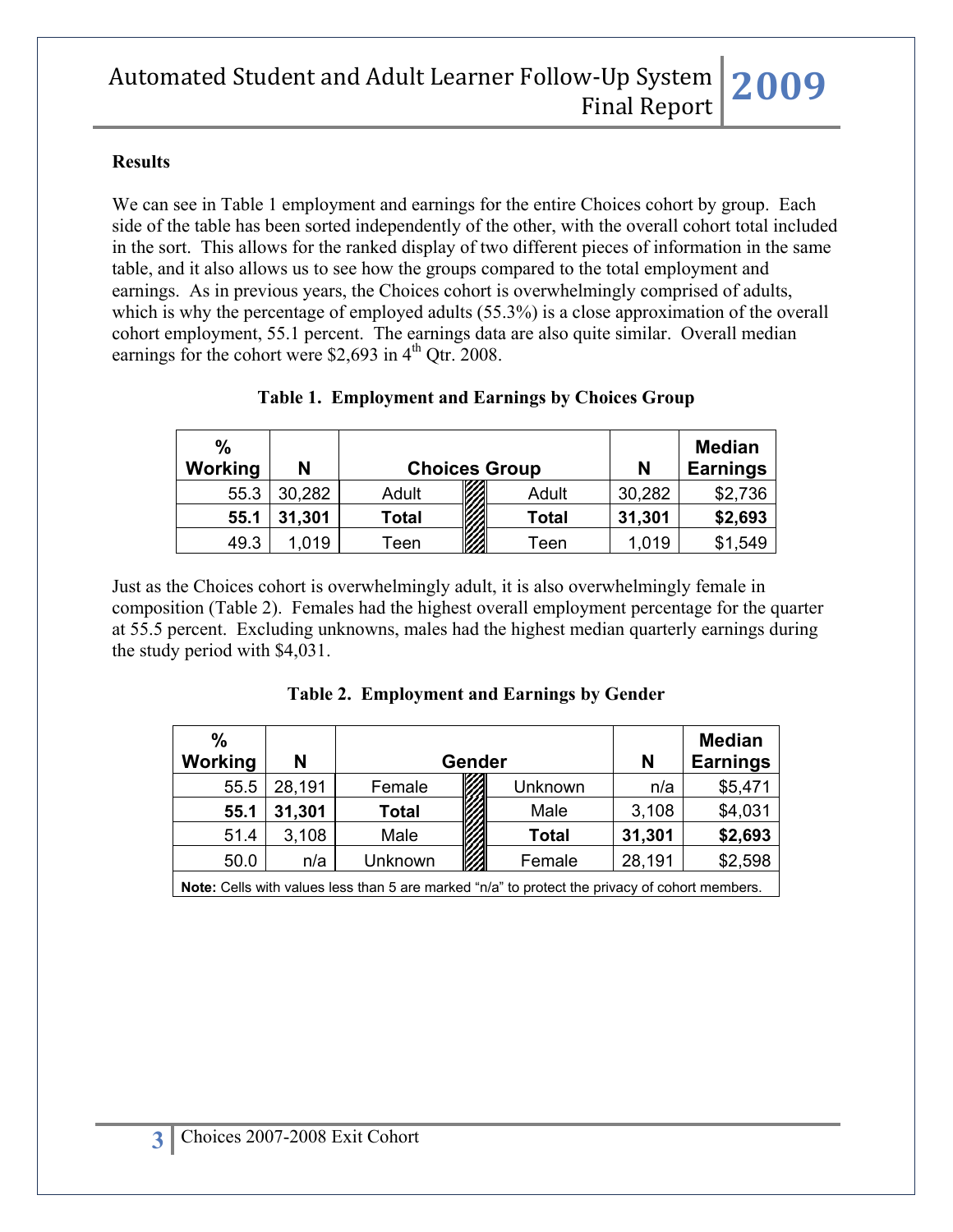**Results**

We can see in Table 1 employment and earnings for the entire Choices cohort by group. Each side of the table has been sorted independently of the other, with the overall cohort total included in the sort. This allows for the ranked display of two different pieces of information in the same table, and it also allows us to see how the groups compared to the total employment and earnings. As in previous years, the Choices cohort is overwhelmingly comprised of adults, which is why the percentage of employed adults (55.3%) is a close approximation of the overall cohort employment, 55.1 percent. The earnings data are also quite similar. Overall median earnings for the cohort were $2,693 in 4th Qtr. 2008.

**Table 1. Employment and Earnings by Choices Group**

| % Working | N | Choices Group | | Choices Group | N | Median Earnings |
|---|---|---|---|---|---|---|
| 55.3 | 30,282 | Adult | | Adult | 30,282 | $2,736 |
| **55.1** | **31,301** | **Total** | | **Total** | **31,301** | **$2,693** |
| 49.3 | 1,019 | Teen | | Teen | 1,019 | $1,549 |

Just as the Choices cohort is overwhelmingly adult, it is also overwhelmingly female in composition (Table 2). Females had the highest overall employment percentage for the quarter at 55.5 percent. Excluding unknowns, males had the highest median quarterly earnings during the study period with $4,031.

**Table 2. Employment and Earnings by Gender**

| % Working | N | Gender | | Gender | N | Median Earnings |
|---|---|---|---|---|---|---|
| 55.5 | 28,191 | Female | | Unknown | n/a | $5,471 |
| **55.1** | **31,301** | **Total** | | Male | 3,108 | $4,031 |
| 51.4 | 3,108 | Male | | **Total** | **31,301** | **$2,693** |
| 50.0 | n/a | Unknown | | Female | 28,191 | $2,598 |

**Note:** Cells with values less than 5 are marked "n/a" to protect the privacy of cohort members.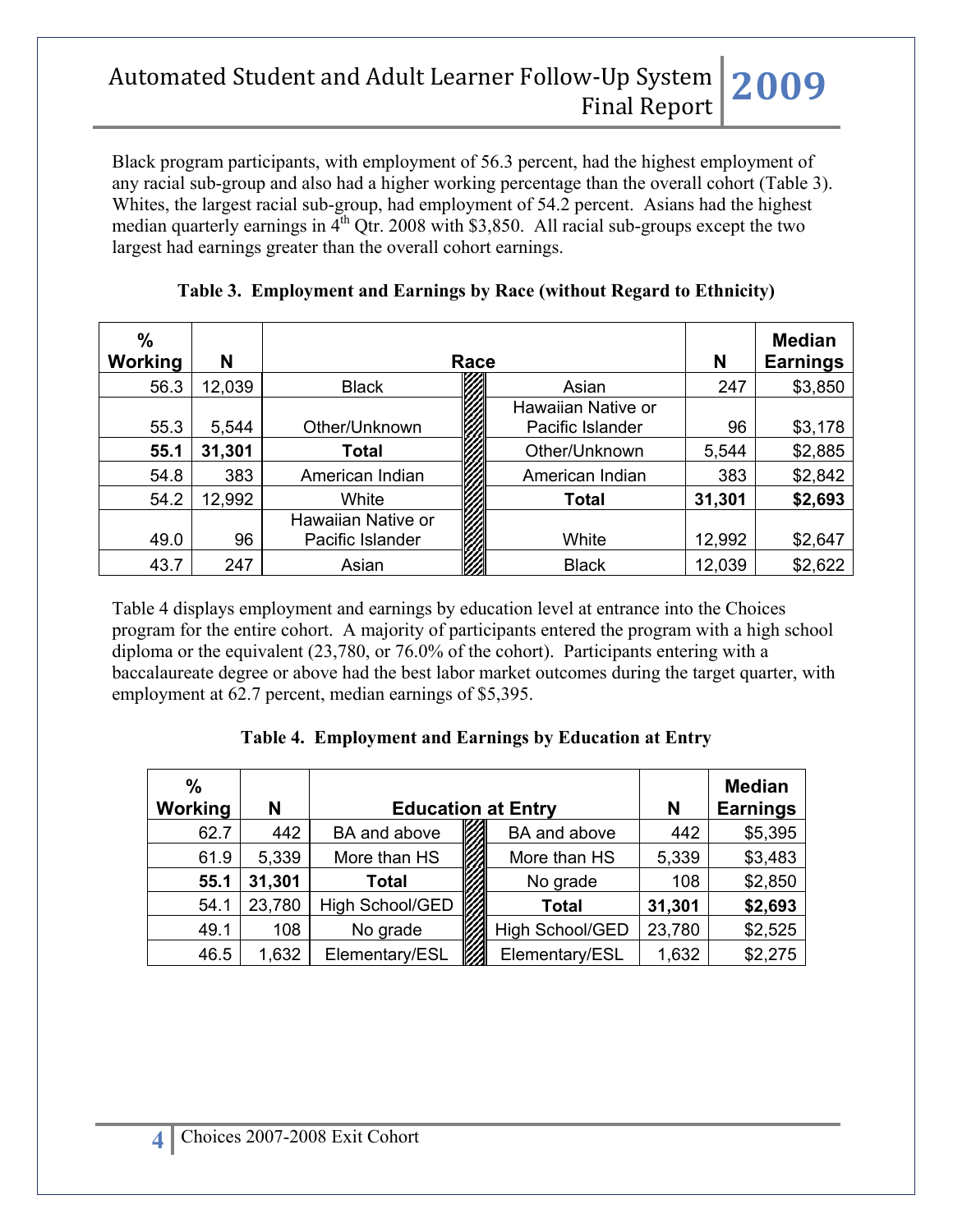Black program participants, with employment of 56.3 percent, had the highest employment of any racial sub-group and also had a higher working percentage than the overall cohort (Table 3). Whites, the largest racial sub-group, had employment of 54.2 percent. Asians had the highest median quarterly earnings in 4th Qtr. 2008 with $3,850. All racial sub-groups except the two largest had earnings greater than the overall cohort earnings.

**Table 3. Employment and Earnings by Race (without Regard to Ethnicity)**

| % Working | N | Race | Race | N | Median Earnings |
|---|---|---|---|---|---|
| 56.3 | 12,039 | Black | Asian | 247 | $3,850 |
| 55.3 | 5,544 | Other/Unknown | Hawaiian Native or Pacific Islander | 96 | $3,178 |
| **55.1** | **31,301** | **Total** | Other/Unknown | 5,544 | $2,885 |
| 54.8 | 383 | American Indian | American Indian | 383 | $2,842 |
| 54.2 | 12,992 | White | **Total** | **31,301** | **$2,693** |
| 49.0 | 96 | Hawaiian Native or Pacific Islander | White | 12,992 | $2,647 |
| 43.7 | 247 | Asian | Black | 12,039 | $2,622 |

Table 4 displays employment and earnings by education level at entrance into the Choices program for the entire cohort. A majority of participants entered the program with a high school diploma or the equivalent (23,780, or 76.0% of the cohort). Participants entering with a baccalaureate degree or above had the best labor market outcomes during the target quarter, with employment at 62.7 percent, median earnings of $5,395.

**Table 4. Employment and Earnings by Education at Entry**

| % Working | N | Education at Entry | Education at Entry | N | Median Earnings |
|---|---|---|---|---|---|
| 62.7 | 442 | BA and above | BA and above | 442 | $5,395 |
| 61.9 | 5,339 | More than HS | More than HS | 5,339 | $3,483 |
| **55.1** | **31,301** | **Total** | No grade | 108 | $2,850 |
| 54.1 | 23,780 | High School/GED | **Total** | **31,301** | **$2,693** |
| 49.1 | 108 | No grade | High School/GED | 23,780 | $2,525 |
| 46.5 | 1,632 | Elementary/ESL | Elementary/ESL | 1,632 | $2,275 |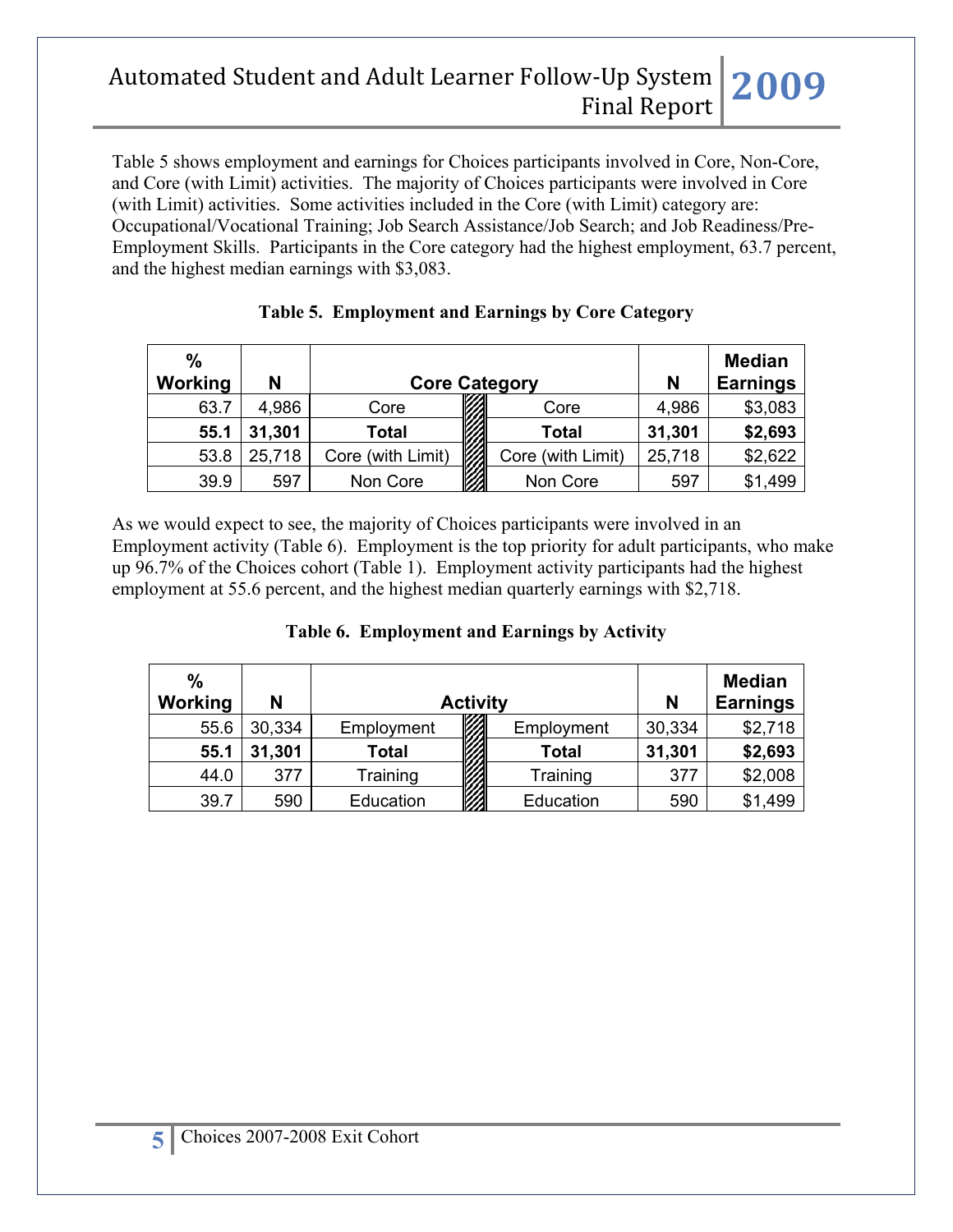Table 5 shows employment and earnings for Choices participants involved in Core, Non-Core, and Core (with Limit) activities. The majority of Choices participants were involved in Core (with Limit) activities. Some activities included in the Core (with Limit) category are: Occupational/Vocational Training; Job Search Assistance/Job Search; and Job Readiness/Pre-Employment Skills. Participants in the Core category had the highest employment, 63.7 percent, and the highest median earnings with $3,083.

**Table 5. Employment and Earnings by Core Category**

| % Working | N | Core Category | Core Category | N | Median Earnings |
|---|---|---|---|---|---|
| 63.7 | 4,986 | Core | Core | 4,986 | $3,083 |
| **55.1** | **31,301** | **Total** | **Total** | **31,301** | **$2,693** |
| 53.8 | 25,718 | Core (with Limit) | Core (with Limit) | 25,718 | $2,622 |
| 39.9 | 597 | Non Core | Non Core | 597 | $1,499 |

As we would expect to see, the majority of Choices participants were involved in an Employment activity (Table 6). Employment is the top priority for adult participants, who make up 96.7% of the Choices cohort (Table 1). Employment activity participants had the highest employment at 55.6 percent, and the highest median quarterly earnings with $2,718.

**Table 6. Employment and Earnings by Activity**

| % Working | N | Activity | Activity | N | Median Earnings |
|---|---|---|---|---|---|
| 55.6 | 30,334 | Employment | Employment | 30,334 | $2,718 |
| **55.1** | **31,301** | **Total** | **Total** | **31,301** | **$2,693** |
| 44.0 | 377 | Training | Training | 377 | $2,008 |
| 39.7 | 590 | Education | Education | 590 | $1,499 |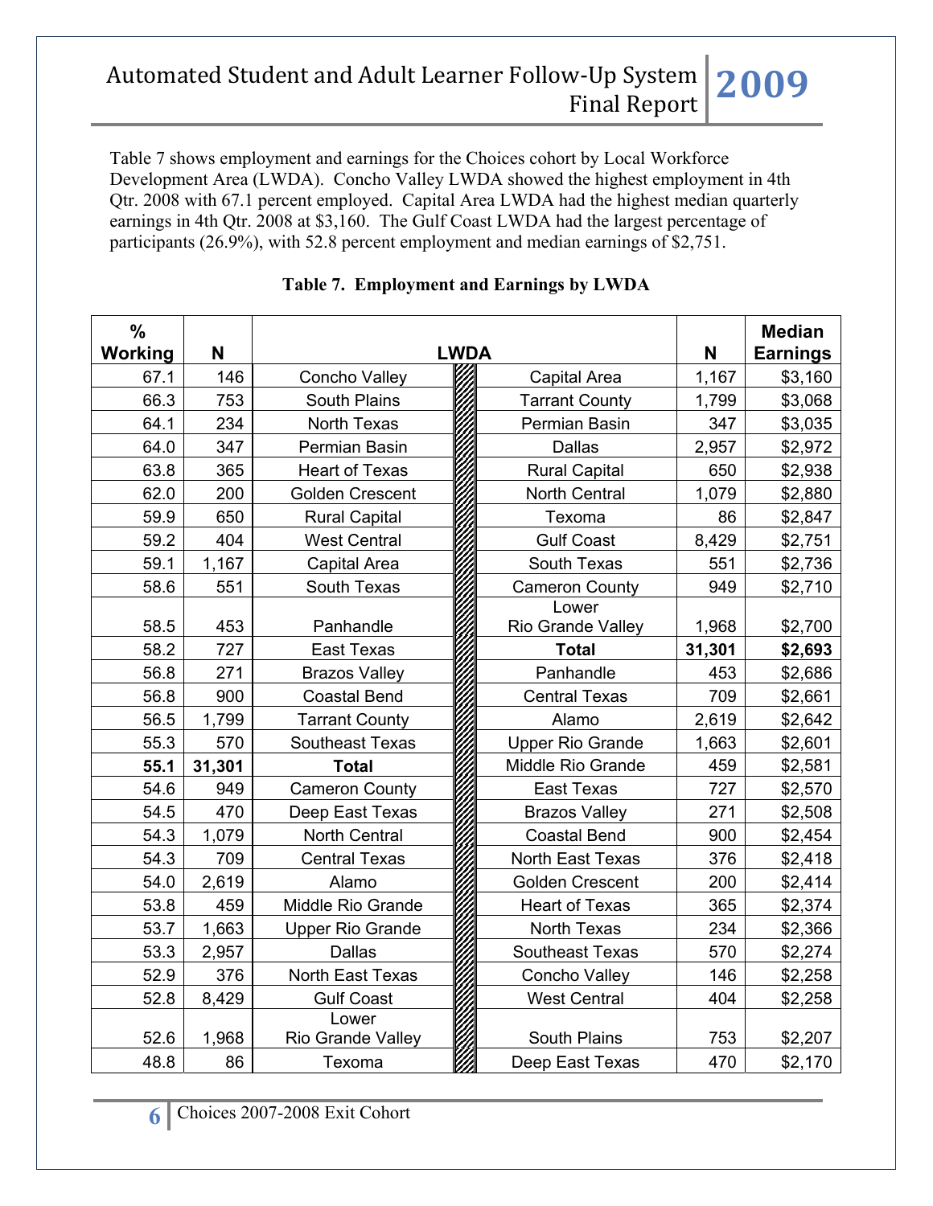Table 7 shows employment and earnings for the Choices cohort by Local Workforce Development Area (LWDA). Concho Valley LWDA showed the highest employment in 4th Qtr. 2008 with 67.1 percent employed. Capital Area LWDA had the highest median quarterly earnings in 4th Qtr. 2008 at $3,160. The Gulf Coast LWDA had the largest percentage of participants (26.9%), with 52.8 percent employment and median earnings of $2,751.

**Table 7. Employment and Earnings by LWDA**

| % Working | N | LWDA | LWDA | N | Median Earnings |
|---|---|---|---|---|---|
| 67.1 | 146 | Concho Valley | Capital Area | 1,167 | $3,160 |
| 66.3 | 753 | South Plains | Tarrant County | 1,799 | $3,068 |
| 64.1 | 234 | North Texas | Permian Basin | 347 | $3,035 |
| 64.0 | 347 | Permian Basin | Dallas | 2,957 | $2,972 |
| 63.8 | 365 | Heart of Texas | Rural Capital | 650 | $2,938 |
| 62.0 | 200 | Golden Crescent | North Central | 1,079 | $2,880 |
| 59.9 | 650 | Rural Capital | Texoma | 86 | $2,847 |
| 59.2 | 404 | West Central | Gulf Coast | 8,429 | $2,751 |
| 59.1 | 1,167 | Capital Area | South Texas | 551 | $2,736 |
| 58.6 | 551 | South Texas | Cameron County | 949 | $2,710 |
| 58.5 | 453 | Panhandle | Lower Rio Grande Valley | 1,968 | $2,700 |
| 58.2 | 727 | East Texas | **Total** | **31,301** | **$2,693** |
| 56.8 | 271 | Brazos Valley | Panhandle | 453 | $2,686 |
| 56.8 | 900 | Coastal Bend | Central Texas | 709 | $2,661 |
| 56.5 | 1,799 | Tarrant County | Alamo | 2,619 | $2,642 |
| 55.3 | 570 | Southeast Texas | Upper Rio Grande | 1,663 | $2,601 |
| **55.1** | **31,301** | **Total** | Middle Rio Grande | 459 | $2,581 |
| 54.6 | 949 | Cameron County | East Texas | 727 | $2,570 |
| 54.5 | 470 | Deep East Texas | Brazos Valley | 271 | $2,508 |
| 54.3 | 1,079 | North Central | Coastal Bend | 900 | $2,454 |
| 54.3 | 709 | Central Texas | North East Texas | 376 | $2,418 |
| 54.0 | 2,619 | Alamo | Golden Crescent | 200 | $2,414 |
| 53.8 | 459 | Middle Rio Grande | Heart of Texas | 365 | $2,374 |
| 53.7 | 1,663 | Upper Rio Grande | North Texas | 234 | $2,366 |
| 53.3 | 2,957 | Dallas | Southeast Texas | 570 | $2,274 |
| 52.9 | 376 | North East Texas | Concho Valley | 146 | $2,258 |
| 52.8 | 8,429 | Gulf Coast | West Central | 404 | $2,258 |
| 52.6 | 1,968 | Lower Rio Grande Valley | South Plains | 753 | $2,207 |
| 48.8 | 86 | Texoma | Deep East Texas | 470 | $2,170 |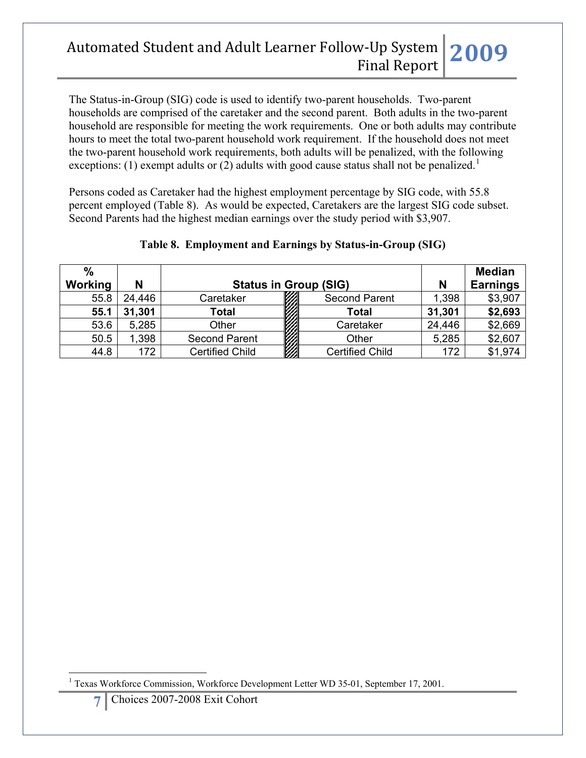The Status-in-Group (SIG) code is used to identify two-parent households. Two-parent households are comprised of the caretaker and the second parent. Both adults in the two-parent household are responsible for meeting the work requirements. One or both adults may contribute hours to meet the total two-parent household work requirement. If the household does not meet the two-parent household work requirements, both adults will be penalized, with the following exceptions: (1) exempt adults or (2) adults with good cause status shall not be penalized.[1]

Persons coded as Caretaker had the highest employment percentage by SIG code, with 55.8 percent employed (Table 8). As would be expected, Caretakers are the largest SIG code subset. Second Parents had the highest median earnings over the study period with $3,907.

**Table 8. Employment and Earnings by Status-in-Group (SIG)**

| % Working | N | Status in Group (SIG) | | N | Median Earnings |
|---|---|---|---|---|---|
| 55.8 | 24,446 | Caretaker | Second Parent | 1,398 | $3,907 |
| **55.1** | **31,301** | **Total** | **Total** | **31,301** | **$2,693** |
| 53.6 | 5,285 | Other | Caretaker | 24,446 | $2,669 |
| 50.5 | 1,398 | Second Parent | Other | 5,285 | $2,607 |
| 44.8 | 172 | Certified Child | Certified Child | 172 | $1,974 |

[1] Texas Workforce Commission, Workforce Development Letter WD 35-01, September 17, 2001.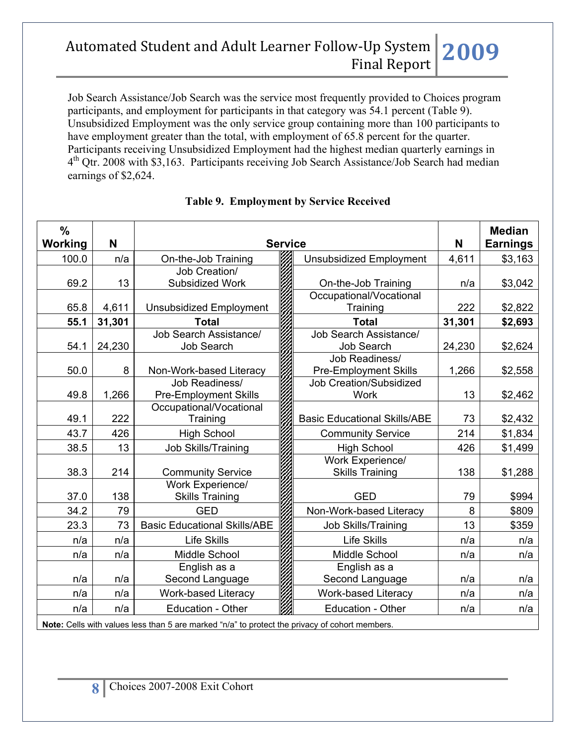Job Search Assistance/Job Search was the service most frequently provided to Choices program participants, and employment for participants in that category was 54.1 percent (Table 9). Unsubsidized Employment was the only service group containing more than 100 participants to have employment greater than the total, with employment of 65.8 percent for the quarter. Participants receiving Unsubsidized Employment had the highest median quarterly earnings in 4th Qtr. 2008 with $3,163. Participants receiving Job Search Assistance/Job Search had median earnings of $2,624.

**Table 9. Employment by Service Received**

| % Working | N | Service | Service | N | Median Earnings |
|---|---|---|---|---|---|
| 100.0 | n/a | On-the-Job Training | Unsubsidized Employment | 4,611 | $3,163 |
| 69.2 | 13 | Job Creation/ Subsidized Work | On-the-Job Training | n/a | $3,042 |
| 65.8 | 4,611 | Unsubsidized Employment | Occupational/Vocational Training | 222 | $2,822 |
| **55.1** | **31,301** | **Total** | **Total** | **31,301** | **$2,693** |
| 54.1 | 24,230 | Job Search Assistance/ Job Search | Job Search Assistance/ Job Search | 24,230 | $2,624 |
| 50.0 | 8 | Non-Work-based Literacy | Job Readiness/ Pre-Employment Skills | 1,266 | $2,558 |
| 49.8 | 1,266 | Job Readiness/ Pre-Employment Skills | Job Creation/Subsidized Work | 13 | $2,462 |
| 49.1 | 222 | Occupational/Vocational Training | Basic Educational Skills/ABE | 73 | $2,432 |
| 43.7 | 426 | High School | Community Service | 214 | $1,834 |
| 38.5 | 13 | Job Skills/Training | High School | 426 | $1,499 |
| 38.3 | 214 | Community Service | Work Experience/ Skills Training | 138 | $1,288 |
| 37.0 | 138 | Work Experience/ Skills Training | GED | 79 | $994 |
| 34.2 | 79 | GED | Non-Work-based Literacy | 8 | $809 |
| 23.3 | 73 | Basic Educational Skills/ABE | Job Skills/Training | 13 | $359 |
| n/a | n/a | Life Skills | Life Skills | n/a | n/a |
| n/a | n/a | Middle School | Middle School | n/a | n/a |
| n/a | n/a | English as a Second Language | English as a Second Language | n/a | n/a |
| n/a | n/a | Work-based Literacy | Work-based Literacy | n/a | n/a |
| n/a | n/a | Education - Other | Education - Other | n/a | n/a |

**Note:** Cells with values less than 5 are marked "n/a" to protect the privacy of cohort members.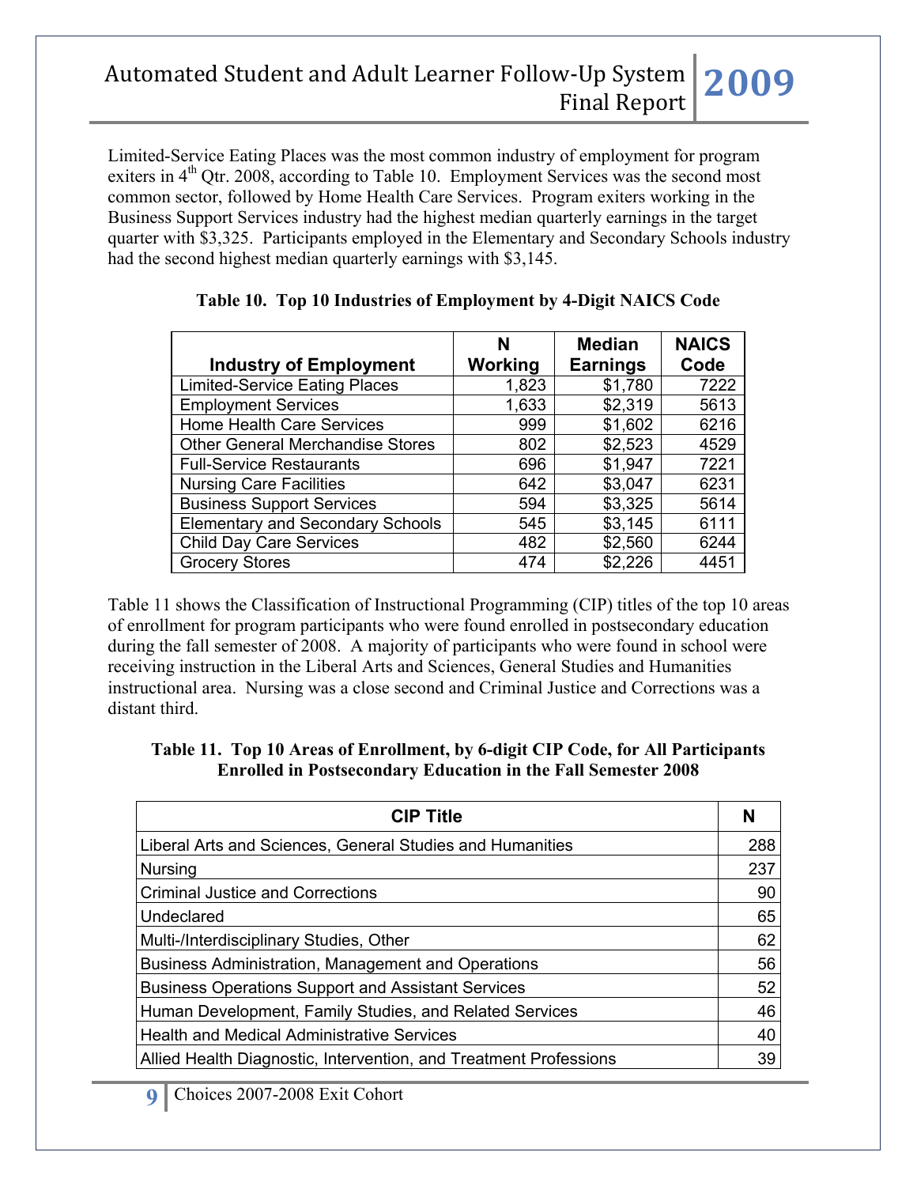Limited-Service Eating Places was the most common industry of employment for program exiters in 4th Qtr. 2008, according to Table 10. Employment Services was the second most common sector, followed by Home Health Care Services. Program exiters working in the Business Support Services industry had the highest median quarterly earnings in the target quarter with $3,325. Participants employed in the Elementary and Secondary Schools industry had the second highest median quarterly earnings with $3,145.

**Table 10. Top 10 Industries of Employment by 4-Digit NAICS Code**

| Industry of Employment | N Working | Median Earnings | NAICS Code |
|---|---|---|---|
| Limited-Service Eating Places | 1,823 | $1,780 | 7222 |
| Employment Services | 1,633 | $2,319 | 5613 |
| Home Health Care Services | 999 | $1,602 | 6216 |
| Other General Merchandise Stores | 802 | $2,523 | 4529 |
| Full-Service Restaurants | 696 | $1,947 | 7221 |
| Nursing Care Facilities | 642 | $3,047 | 6231 |
| Business Support Services | 594 | $3,325 | 5614 |
| Elementary and Secondary Schools | 545 | $3,145 | 6111 |
| Child Day Care Services | 482 | $2,560 | 6244 |
| Grocery Stores | 474 | $2,226 | 4451 |

Table 11 shows the Classification of Instructional Programming (CIP) titles of the top 10 areas of enrollment for program participants who were found enrolled in postsecondary education during the fall semester of 2008. A majority of participants who were found in school were receiving instruction in the Liberal Arts and Sciences, General Studies and Humanities instructional area. Nursing was a close second and Criminal Justice and Corrections was a distant third.

**Table 11. Top 10 Areas of Enrollment, by 6-digit CIP Code, for All Participants Enrolled in Postsecondary Education in the Fall Semester 2008**

| CIP Title | N |
|---|---|
| Liberal Arts and Sciences, General Studies and Humanities | 288 |
| Nursing | 237 |
| Criminal Justice and Corrections | 90 |
| Undeclared | 65 |
| Multi-/Interdisciplinary Studies, Other | 62 |
| Business Administration, Management and Operations | 56 |
| Business Operations Support and Assistant Services | 52 |
| Human Development, Family Studies, and Related Services | 46 |
| Health and Medical Administrative Services | 40 |
| Allied Health Diagnostic, Intervention, and Treatment Professions | 39 |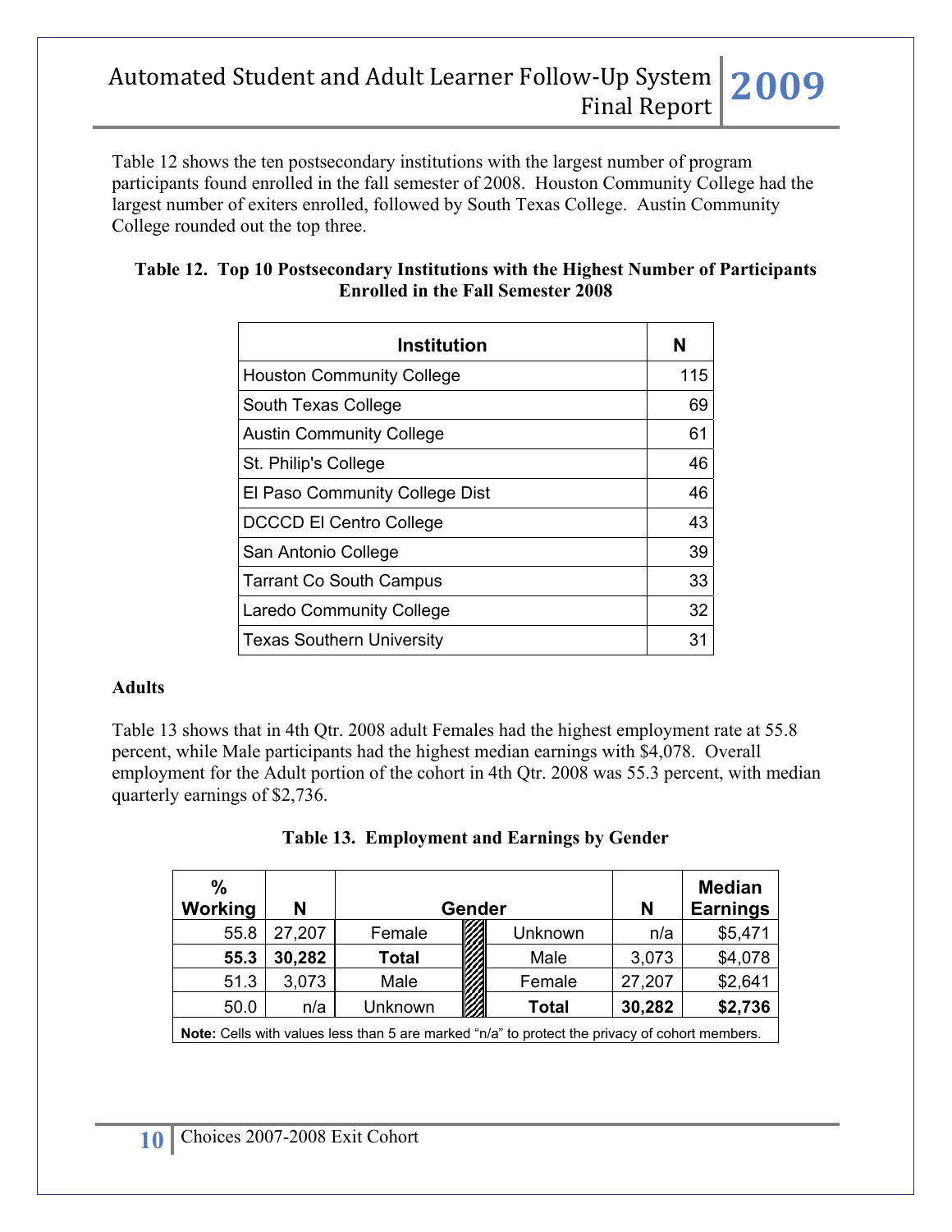Table 12 shows the ten postsecondary institutions with the largest number of program participants found enrolled in the fall semester of 2008. Houston Community College had the largest number of exiters enrolled, followed by South Texas College. Austin Community College rounded out the top three.

**Table 12. Top 10 Postsecondary Institutions with the Highest Number of Participants Enrolled in the Fall Semester 2008**

| Institution | N |
|---|---|
| Houston Community College | 115 |
| South Texas College | 69 |
| Austin Community College | 61 |
| St. Philip's College | 46 |
| El Paso Community College Dist | 46 |
| DCCCD El Centro College | 43 |
| San Antonio College | 39 |
| Tarrant Co South Campus | 33 |
| Laredo Community College | 32 |
| Texas Southern University | 31 |

**Adults**

Table 13 shows that in 4th Qtr. 2008 adult Females had the highest employment rate at 55.8 percent, while Male participants had the highest median earnings with $4,078. Overall employment for the Adult portion of the cohort in 4th Qtr. 2008 was 55.3 percent, with median quarterly earnings of $2,736.

**Table 13. Employment and Earnings by Gender**

| % Working | N | Gender | Gender | N | Median Earnings |
|---|---|---|---|---|---|
| 55.8 | 27,207 | Female | Unknown | n/a | $5,471 |
| **55.3** | **30,282** | **Total** | Male | 3,073 | $4,078 |
| 51.3 | 3,073 | Male | Female | 27,207 | $2,641 |
| 50.0 | n/a | Unknown | **Total** | **30,282** | **$2,736** |

**Note:** Cells with values less than 5 are marked "n/a" to protect the privacy of cohort members.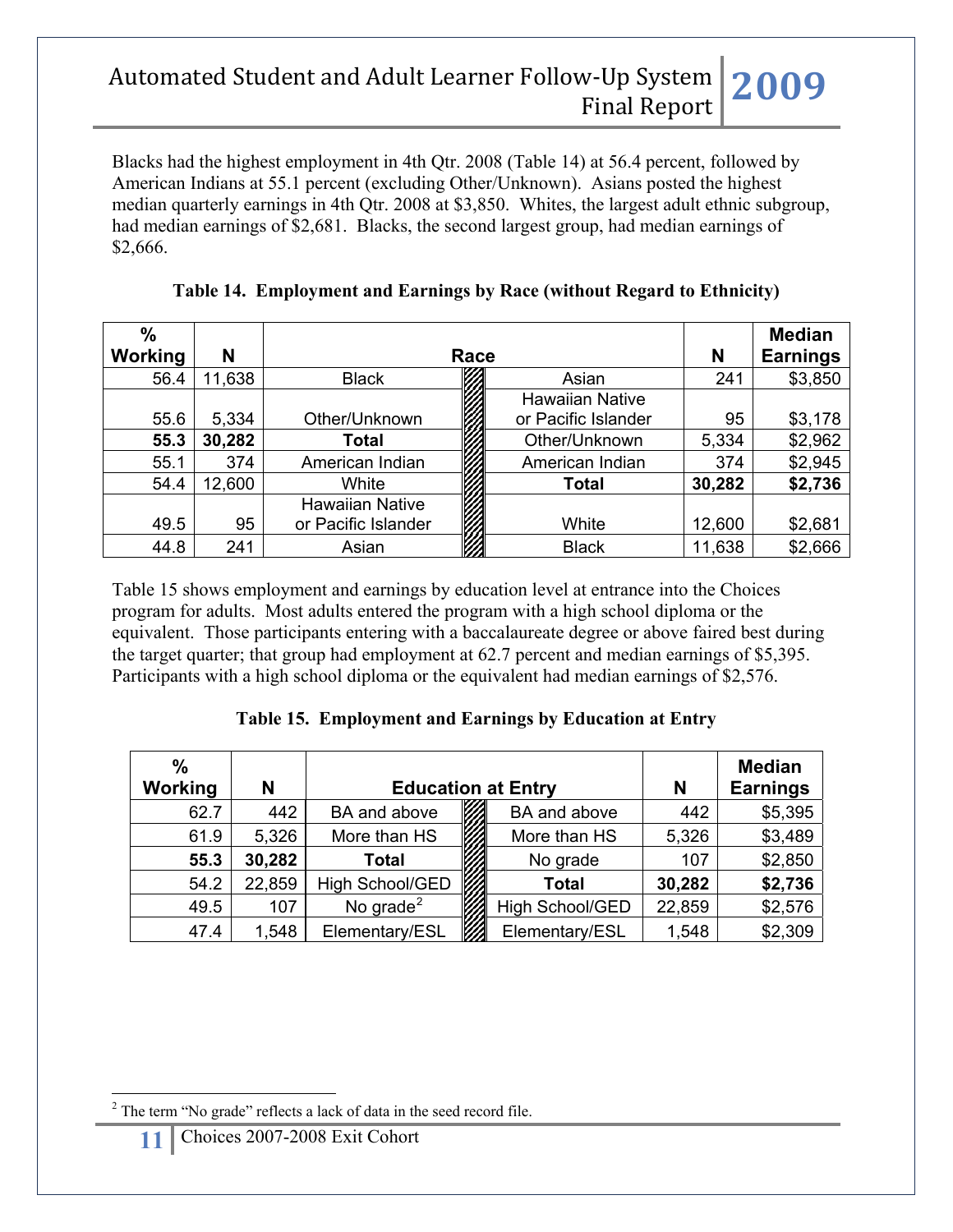Blacks had the highest employment in 4th Qtr. 2008 (Table 14) at 56.4 percent, followed by American Indians at 55.1 percent (excluding Other/Unknown). Asians posted the highest median quarterly earnings in 4th Qtr. 2008 at $3,850. Whites, the largest adult ethnic subgroup, had median earnings of $2,681. Blacks, the second largest group, had median earnings of $2,666.

**Table 14. Employment and Earnings by Race (without Regard to Ethnicity)**

| % Working | N | Race | Race | N | Median Earnings |
|---|---|---|---|---|---|
| 56.4 | 11,638 | Black | Asian | 241 | $3,850 |
| 55.6 | 5,334 | Other/Unknown | Hawaiian Native or Pacific Islander | 95 | $3,178 |
| **55.3** | **30,282** | **Total** | Other/Unknown | 5,334 | $2,962 |
| 55.1 | 374 | American Indian | American Indian | 374 | $2,945 |
| 54.4 | 12,600 | White | **Total** | **30,282** | **$2,736** |
| 49.5 | 95 | Hawaiian Native or Pacific Islander | White | 12,600 | $2,681 |
| 44.8 | 241 | Asian | Black | 11,638 | $2,666 |

Table 15 shows employment and earnings by education level at entrance into the Choices program for adults. Most adults entered the program with a high school diploma or the equivalent. Those participants entering with a baccalaureate degree or above faired best during the target quarter; that group had employment at 62.7 percent and median earnings of $5,395. Participants with a high school diploma or the equivalent had median earnings of $2,576.

**Table 15. Employment and Earnings by Education at Entry**

| % Working | N | Education at Entry | Education at Entry | N | Median Earnings |
|---|---|---|---|---|---|
| 62.7 | 442 | BA and above | BA and above | 442 | $5,395 |
| 61.9 | 5,326 | More than HS | More than HS | 5,326 | $3,489 |
| **55.3** | **30,282** | **Total** | No grade | 107 | $2,850 |
| 54.2 | 22,859 | High School/GED | **Total** | **30,282** | **$2,736** |
| 49.5 | 107 | No grade[2] | High School/GED | 22,859 | $2,576 |
| 47.4 | 1,548 | Elementary/ESL | Elementary/ESL | 1,548 | $2,309 |

[2] The term "No grade" reflects a lack of data in the seed record file.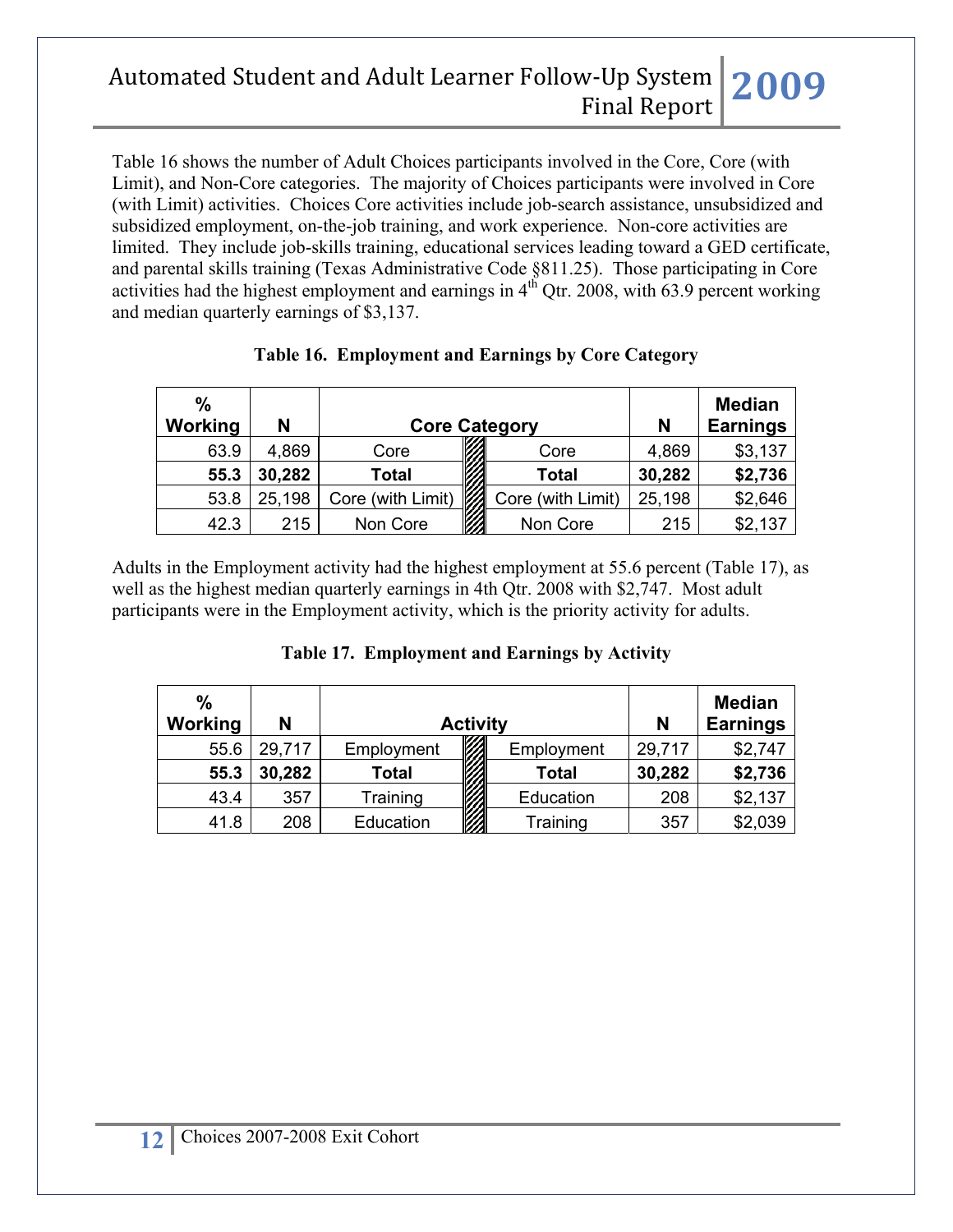Table 16 shows the number of Adult Choices participants involved in the Core, Core (with Limit), and Non-Core categories. The majority of Choices participants were involved in Core (with Limit) activities. Choices Core activities include job-search assistance, unsubsidized and subsidized employment, on-the-job training, and work experience. Non-core activities are limited. They include job-skills training, educational services leading toward a GED certificate, and parental skills training (Texas Administrative Code §811.25). Those participating in Core activities had the highest employment and earnings in 4th Qtr. 2008, with 63.9 percent working and median quarterly earnings of $3,137.

**Table 16. Employment and Earnings by Core Category**

| % Working | N | Core Category | | Core Category | N | Median Earnings |
|---|---|---|---|---|---|---|
| 63.9 | 4,869 | Core | | Core | 4,869 | $3,137 |
| **55.3** | **30,282** | **Total** | | **Total** | **30,282** | **$2,736** |
| 53.8 | 25,198 | Core (with Limit) | | Core (with Limit) | 25,198 | $2,646 |
| 42.3 | 215 | Non Core | | Non Core | 215 | $2,137 |

Adults in the Employment activity had the highest employment at 55.6 percent (Table 17), as well as the highest median quarterly earnings in 4th Qtr. 2008 with $2,747. Most adult participants were in the Employment activity, which is the priority activity for adults.

**Table 17. Employment and Earnings by Activity**

| % Working | N | Activity | | Activity | N | Median Earnings |
|---|---|---|---|---|---|---|
| 55.6 | 29,717 | Employment | | Employment | 29,717 | $2,747 |
| **55.3** | **30,282** | **Total** | | **Total** | **30,282** | **$2,736** |
| 43.4 | 357 | Training | | Education | 208 | $2,137 |
| 41.8 | 208 | Education | | Training | 357 | $2,039 |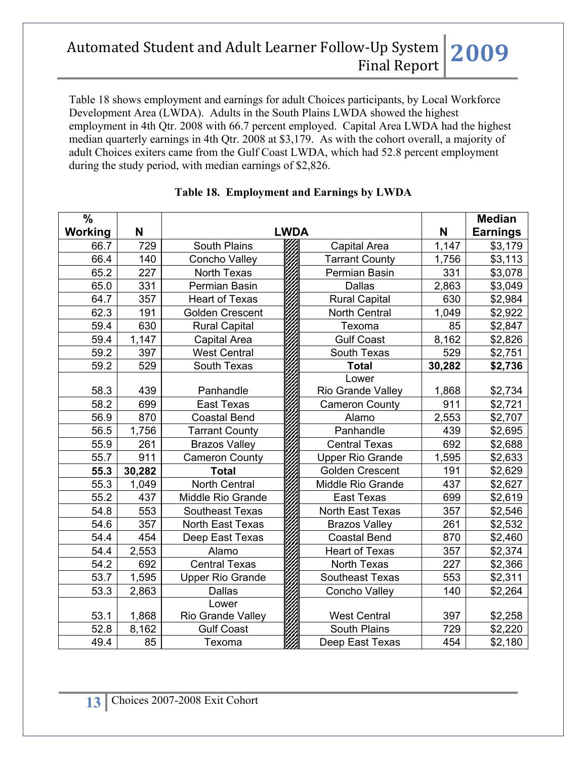Table 18 shows employment and earnings for adult Choices participants, by Local Workforce Development Area (LWDA). Adults in the South Plains LWDA showed the highest employment in 4th Qtr. 2008 with 66.7 percent employed. Capital Area LWDA had the highest median quarterly earnings in 4th Qtr. 2008 at $3,179. As with the cohort overall, a majority of adult Choices exiters came from the Gulf Coast LWDA, which had 52.8 percent employment during the study period, with median earnings of $2,826.

**Table 18. Employment and Earnings by LWDA**

| % Working | N | LWDA | LWDA | N | Median Earnings |
|---|---|---|---|---|---|
| 66.7 | 729 | South Plains | Capital Area | 1,147 | $3,179 |
| 66.4 | 140 | Concho Valley | Tarrant County | 1,756 | $3,113 |
| 65.2 | 227 | North Texas | Permian Basin | 331 | $3,078 |
| 65.0 | 331 | Permian Basin | Dallas | 2,863 | $3,049 |
| 64.7 | 357 | Heart of Texas | Rural Capital | 630 | $2,984 |
| 62.3 | 191 | Golden Crescent | North Central | 1,049 | $2,922 |
| 59.4 | 630 | Rural Capital | Texoma | 85 | $2,847 |
| 59.4 | 1,147 | Capital Area | Gulf Coast | 8,162 | $2,826 |
| 59.2 | 397 | West Central | South Texas | 529 | $2,751 |
| 59.2 | 529 | South Texas | **Total** | **30,282** | **$2,736** |
| 58.3 | 439 | Panhandle | Lower Rio Grande Valley | 1,868 | $2,734 |
| 58.2 | 699 | East Texas | Cameron County | 911 | $2,721 |
| 56.9 | 870 | Coastal Bend | Alamo | 2,553 | $2,707 |
| 56.5 | 1,756 | Tarrant County | Panhandle | 439 | $2,695 |
| 55.9 | 261 | Brazos Valley | Central Texas | 692 | $2,688 |
| 55.7 | 911 | Cameron County | Upper Rio Grande | 1,595 | $2,633 |
| **55.3** | **30,282** | **Total** | Golden Crescent | 191 | $2,629 |
| 55.3 | 1,049 | North Central | Middle Rio Grande | 437 | $2,627 |
| 55.2 | 437 | Middle Rio Grande | East Texas | 699 | $2,619 |
| 54.8 | 553 | Southeast Texas | North East Texas | 357 | $2,546 |
| 54.6 | 357 | North East Texas | Brazos Valley | 261 | $2,532 |
| 54.4 | 454 | Deep East Texas | Coastal Bend | 870 | $2,460 |
| 54.4 | 2,553 | Alamo | Heart of Texas | 357 | $2,374 |
| 54.2 | 692 | Central Texas | North Texas | 227 | $2,366 |
| 53.7 | 1,595 | Upper Rio Grande | Southeast Texas | 553 | $2,311 |
| 53.3 | 2,863 | Dallas | Concho Valley | 140 | $2,264 |
| 53.1 | 1,868 | Lower Rio Grande Valley | West Central | 397 | $2,258 |
| 52.8 | 8,162 | Gulf Coast | South Plains | 729 | $2,220 |
| 49.4 | 85 | Texoma | Deep East Texas | 454 | $2,180 |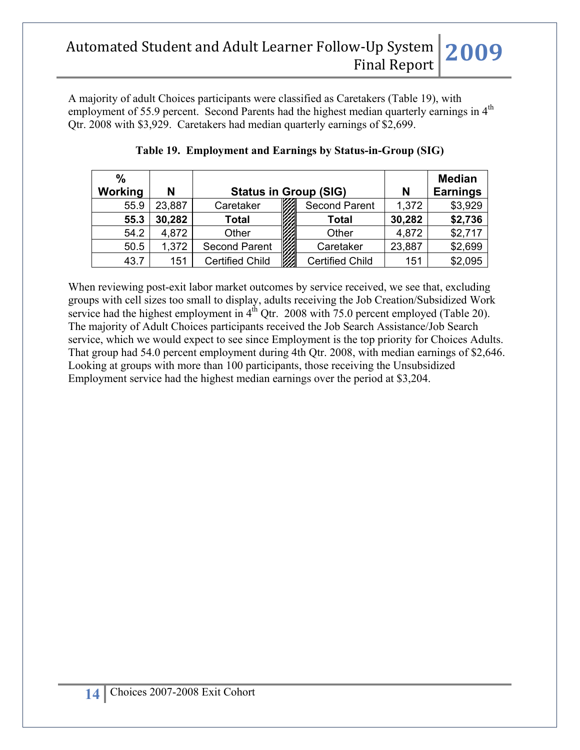A majority of adult Choices participants were classified as Caretakers (Table 19), with employment of 55.9 percent. Second Parents had the highest median quarterly earnings in 4th Qtr. 2008 with $3,929. Caretakers had median quarterly earnings of $2,699.

**Table 19. Employment and Earnings by Status-in-Group (SIG)**

| % Working | N | Status in Group (SIG) | | Status in Group (SIG) | N | Median Earnings |
|---|---|---|---|---|---|---|
| 55.9 | 23,887 | Caretaker | | Second Parent | 1,372 | $3,929 |
| **55.3** | **30,282** | **Total** | | **Total** | **30,282** | **$2,736** |
| 54.2 | 4,872 | Other | | Other | 4,872 | $2,717 |
| 50.5 | 1,372 | Second Parent | | Caretaker | 23,887 | $2,699 |
| 43.7 | 151 | Certified Child | | Certified Child | 151 | $2,095 |

When reviewing post-exit labor market outcomes by service received, we see that, excluding groups with cell sizes too small to display, adults receiving the Job Creation/Subsidized Work service had the highest employment in 4th Qtr. 2008 with 75.0 percent employed (Table 20). The majority of Adult Choices participants received the Job Search Assistance/Job Search service, which we would expect to see since Employment is the top priority for Choices Adults. That group had 54.0 percent employment during 4th Qtr. 2008, with median earnings of $2,646. Looking at groups with more than 100 participants, those receiving the Unsubsidized Employment service had the highest median earnings over the period at $3,204.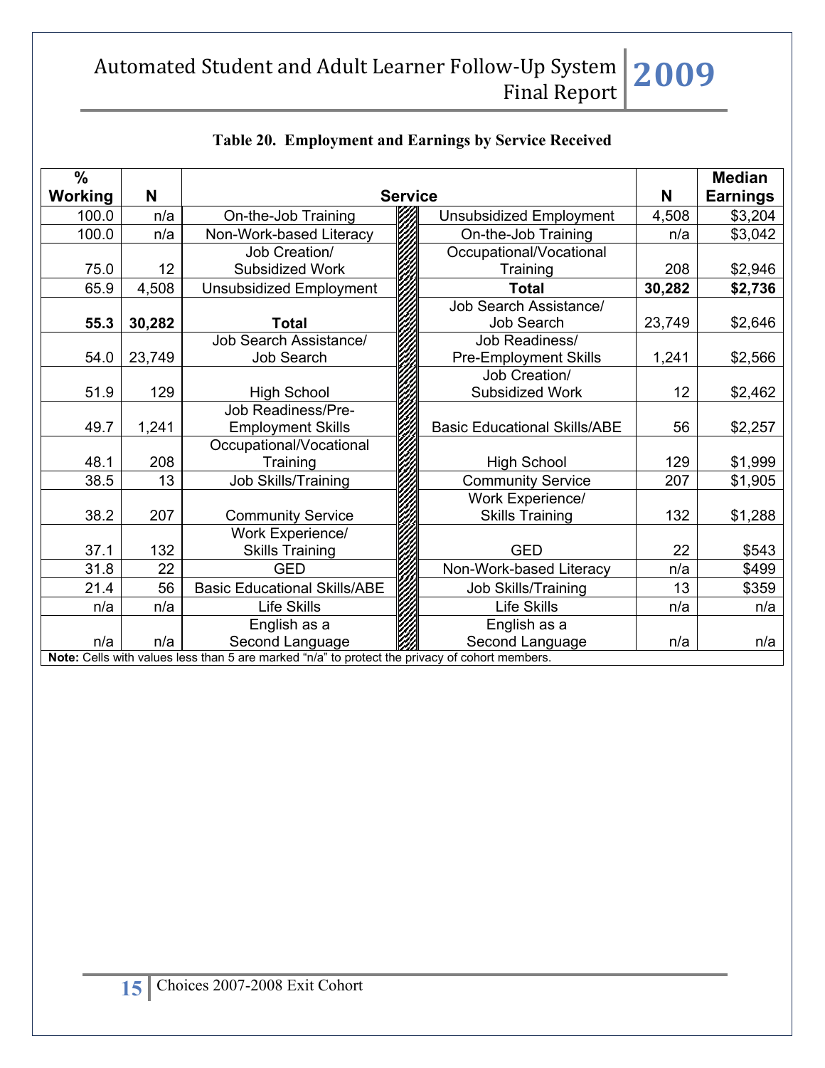**Table 20. Employment and Earnings by Service Received**

| % Working | N | Service | Service | N | Median Earnings |
|---|---|---|---|---|---|
| 100.0 | n/a | On-the-Job Training | Unsubsidized Employment | 4,508 | $3,204 |
| 100.0 | n/a | Non-Work-based Literacy | On-the-Job Training | n/a | $3,042 |
| 75.0 | 12 | Job Creation/ Subsidized Work | Occupational/Vocational Training | 208 | $2,946 |
| 65.9 | 4,508 | Unsubsidized Employment | **Total** | **30,282** | **$2,736** |
| **55.3** | **30,282** | **Total** | Job Search Assistance/ Job Search | 23,749 | $2,646 |
| 54.0 | 23,749 | Job Search Assistance/ Job Search | Job Readiness/ Pre-Employment Skills | 1,241 | $2,566 |
| 51.9 | 129 | High School | Job Creation/ Subsidized Work | 12 | $2,462 |
| 49.7 | 1,241 | Job Readiness/Pre-Employment Skills | Basic Educational Skills/ABE | 56 | $2,257 |
| 48.1 | 208 | Occupational/Vocational Training | High School | 129 | $1,999 |
| 38.5 | 13 | Job Skills/Training | Community Service | 207 | $1,905 |
| 38.2 | 207 | Community Service | Work Experience/ Skills Training | 132 | $1,288 |
| 37.1 | 132 | Work Experience/ Skills Training | GED | 22 | $543 |
| 31.8 | 22 | GED | Non-Work-based Literacy | n/a | $499 |
| 21.4 | 56 | Basic Educational Skills/ABE | Job Skills/Training | 13 | $359 |
| n/a | n/a | Life Skills | Life Skills | n/a | n/a |
| n/a | n/a | English as a Second Language | English as a Second Language | n/a | n/a |

**Note:** Cells with values less than 5 are marked "n/a" to protect the privacy of cohort members.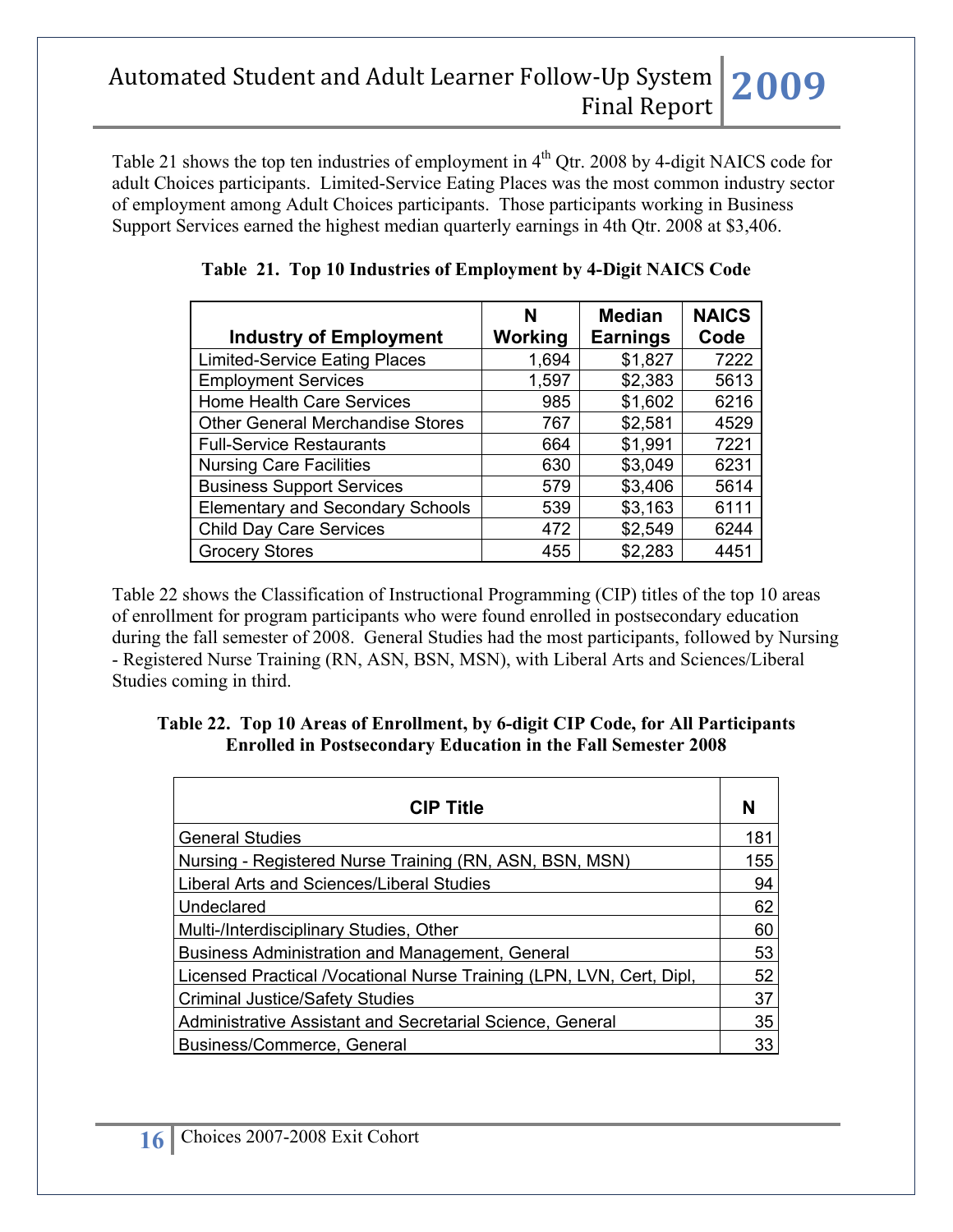Table 21 shows the top ten industries of employment in 4th Qtr. 2008 by 4-digit NAICS code for adult Choices participants. Limited-Service Eating Places was the most common industry sector of employment among Adult Choices participants. Those participants working in Business Support Services earned the highest median quarterly earnings in 4th Qtr. 2008 at $3,406.

**Table 21. Top 10 Industries of Employment by 4-Digit NAICS Code**

| Industry of Employment | N Working | Median Earnings | NAICS Code |
|---|---|---|---|
| Limited-Service Eating Places | 1,694 | $1,827 | 7222 |
| Employment Services | 1,597 | $2,383 | 5613 |
| Home Health Care Services | 985 | $1,602 | 6216 |
| Other General Merchandise Stores | 767 | $2,581 | 4529 |
| Full-Service Restaurants | 664 | $1,991 | 7221 |
| Nursing Care Facilities | 630 | $3,049 | 6231 |
| Business Support Services | 579 | $3,406 | 5614 |
| Elementary and Secondary Schools | 539 | $3,163 | 6111 |
| Child Day Care Services | 472 | $2,549 | 6244 |
| Grocery Stores | 455 | $2,283 | 4451 |

Table 22 shows the Classification of Instructional Programming (CIP) titles of the top 10 areas of enrollment for program participants who were found enrolled in postsecondary education during the fall semester of 2008. General Studies had the most participants, followed by Nursing - Registered Nurse Training (RN, ASN, BSN, MSN), with Liberal Arts and Sciences/Liberal Studies coming in third.

**Table 22. Top 10 Areas of Enrollment, by 6-digit CIP Code, for All Participants Enrolled in Postsecondary Education in the Fall Semester 2008**

| CIP Title | N |
|---|---|
| General Studies | 181 |
| Nursing - Registered Nurse Training (RN, ASN, BSN, MSN) | 155 |
| Liberal Arts and Sciences/Liberal Studies | 94 |
| Undeclared | 62 |
| Multi-/Interdisciplinary Studies, Other | 60 |
| Business Administration and Management, General | 53 |
| Licensed Practical /Vocational Nurse Training (LPN, LVN, Cert, Dipl, | 52 |
| Criminal Justice/Safety Studies | 37 |
| Administrative Assistant and Secretarial Science, General | 35 |
| Business/Commerce, General | 33 |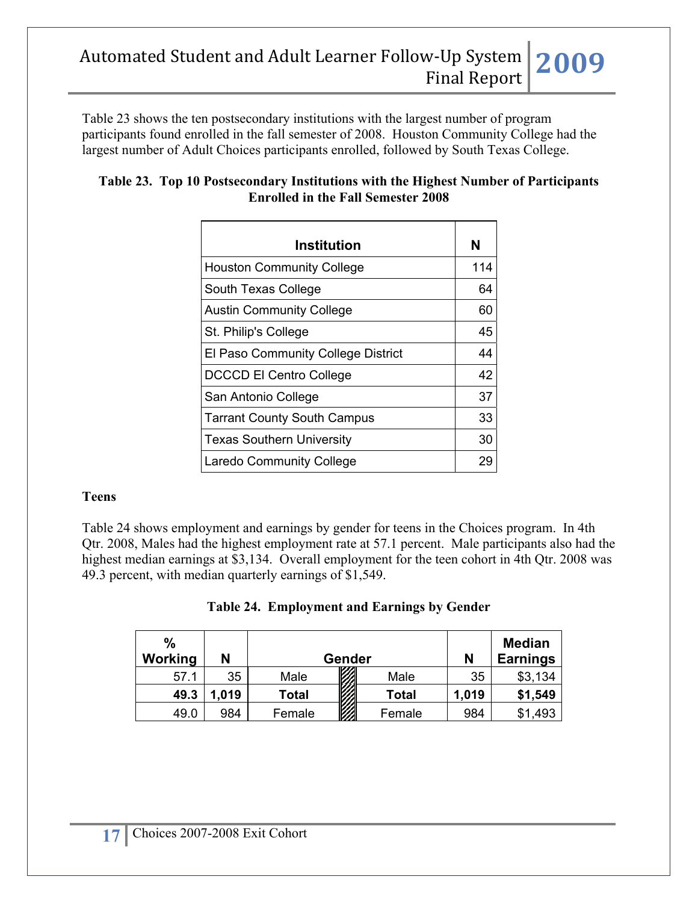Table 23 shows the ten postsecondary institutions with the largest number of program participants found enrolled in the fall semester of 2008. Houston Community College had the largest number of Adult Choices participants enrolled, followed by South Texas College.

**Table 23. Top 10 Postsecondary Institutions with the Highest Number of Participants Enrolled in the Fall Semester 2008**

| Institution | N |
|---|---|
| Houston Community College | 114 |
| South Texas College | 64 |
| Austin Community College | 60 |
| St. Philip's College | 45 |
| El Paso Community College District | 44 |
| DCCCD El Centro College | 42 |
| San Antonio College | 37 |
| Tarrant County South Campus | 33 |
| Texas Southern University | 30 |
| Laredo Community College | 29 |

**Teens**

Table 24 shows employment and earnings by gender for teens in the Choices program. In 4th Qtr. 2008, Males had the highest employment rate at 57.1 percent. Male participants also had the highest median earnings at $3,134. Overall employment for the teen cohort in 4th Qtr. 2008 was 49.3 percent, with median quarterly earnings of $1,549.

**Table 24. Employment and Earnings by Gender**

| % Working | N | Gender | | Gender | N | Median Earnings |
|---|---|---|---|---|---|---|
| 57.1 | 35 | Male | | Male | 35 | $3,134 |
| **49.3** | **1,019** | **Total** | | **Total** | **1,019** | **$1,549** |
| 49.0 | 984 | Female | | Female | 984 | $1,493 |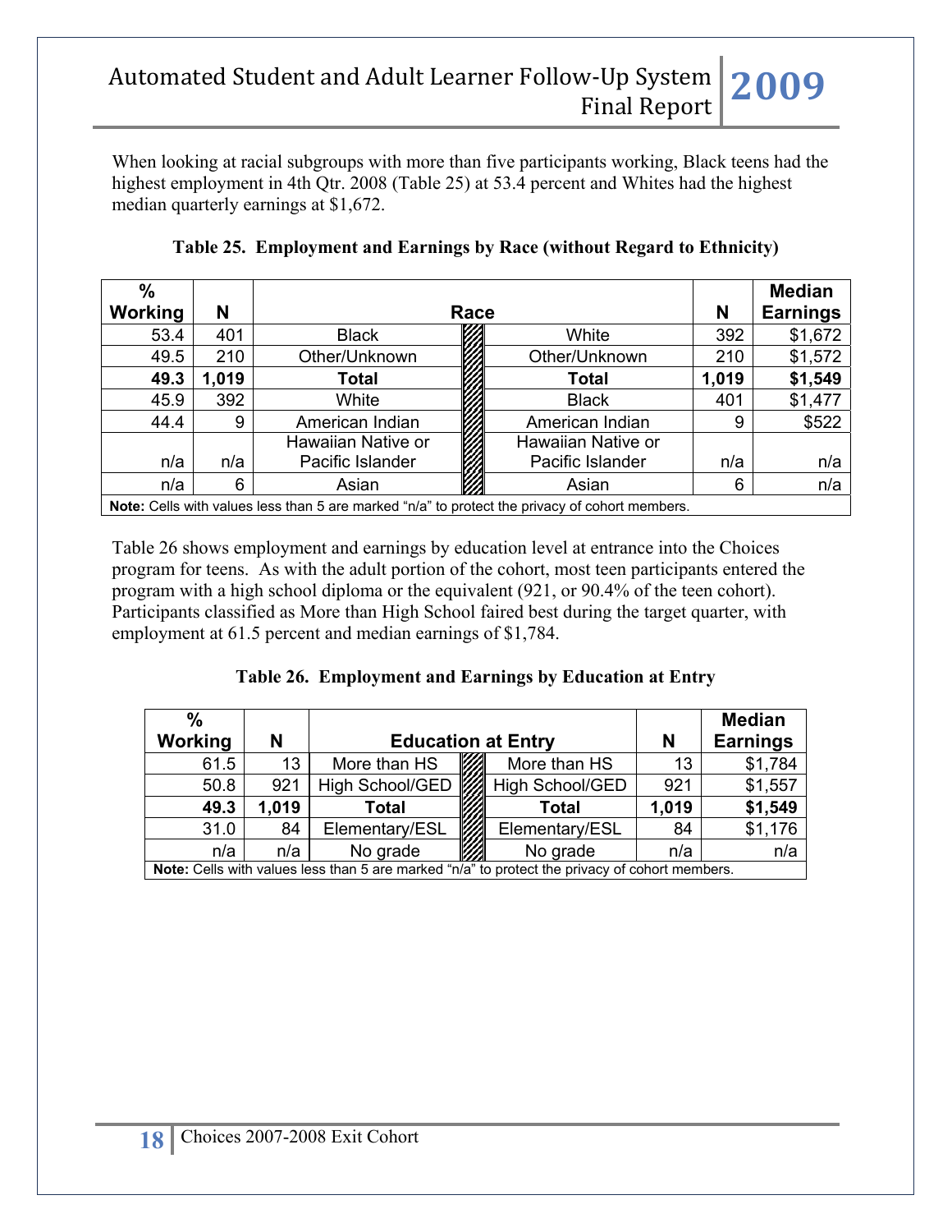When looking at racial subgroups with more than five participants working, Black teens had the highest employment in 4th Qtr. 2008 (Table 25) at 53.4 percent and Whites had the highest median quarterly earnings at $1,672.

**Table 25. Employment and Earnings by Race (without Regard to Ethnicity)**

| % Working | N | Race | Race | N | Median Earnings |
|---|---|---|---|---|---|
| 53.4 | 401 | Black | White | 392 | $1,672 |
| 49.5 | 210 | Other/Unknown | Other/Unknown | 210 | $1,572 |
| **49.3** | **1,019** | **Total** | **Total** | **1,019** | **$1,549** |
| 45.9 | 392 | White | Black | 401 | $1,477 |
| 44.4 | 9 | American Indian | American Indian | 9 | $522 |
| n/a | n/a | Hawaiian Native or Pacific Islander | Hawaiian Native or Pacific Islander | n/a | n/a |
| n/a | 6 | Asian | Asian | 6 | n/a |

**Note:** Cells with values less than 5 are marked "n/a" to protect the privacy of cohort members.

Table 26 shows employment and earnings by education level at entrance into the Choices program for teens. As with the adult portion of the cohort, most teen participants entered the program with a high school diploma or the equivalent (921, or 90.4% of the teen cohort). Participants classified as More than High School faired best during the target quarter, with employment at 61.5 percent and median earnings of $1,784.

**Table 26. Employment and Earnings by Education at Entry**

| % Working | N | Education at Entry | Education at Entry | N | Median Earnings |
|---|---|---|---|---|---|
| 61.5 | 13 | More than HS | More than HS | 13 | $1,784 |
| 50.8 | 921 | High School/GED | High School/GED | 921 | $1,557 |
| **49.3** | **1,019** | **Total** | **Total** | **1,019** | **$1,549** |
| 31.0 | 84 | Elementary/ESL | Elementary/ESL | 84 | $1,176 |
| n/a | n/a | No grade | No grade | n/a | n/a |

**Note:** Cells with values less than 5 are marked "n/a" to protect the privacy of cohort members.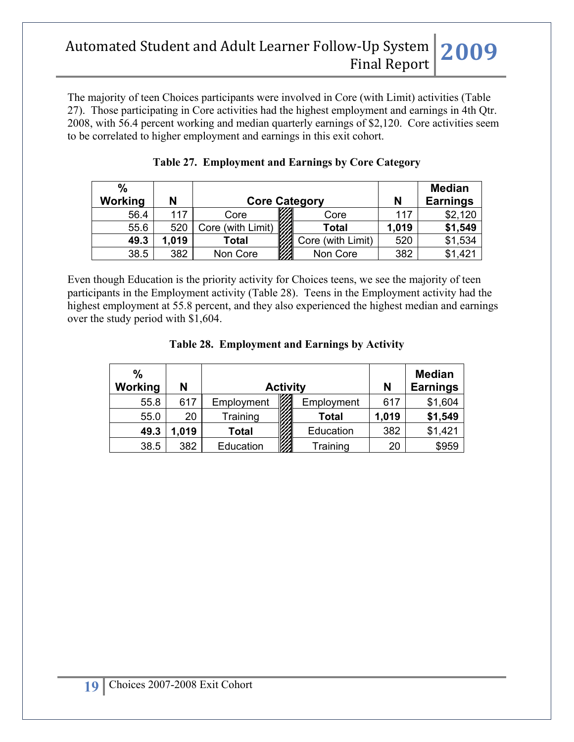The majority of teen Choices participants were involved in Core (with Limit) activities (Table 27). Those participating in Core activities had the highest employment and earnings in 4th Qtr. 2008, with 56.4 percent working and median quarterly earnings of $2,120. Core activities seem to be correlated to higher employment and earnings in this exit cohort.

**Table 27. Employment and Earnings by Core Category**

| % Working | N | Core Category | | N | Median Earnings |
|---|---|---|---|---|---|
| 56.4 | 117 | Core | Core | 117 | $2,120 |
| 55.6 | 520 | Core (with Limit) | **Total** | **1,019** | **$1,549** |
| **49.3** | **1,019** | **Total** | Core (with Limit) | 520 | $1,534 |
| 38.5 | 382 | Non Core | Non Core | 382 | $1,421 |

Even though Education is the priority activity for Choices teens, we see the majority of teen participants in the Employment activity (Table 28). Teens in the Employment activity had the highest employment at 55.8 percent, and they also experienced the highest median and earnings over the study period with $1,604.

**Table 28. Employment and Earnings by Activity**

| % Working | N | Activity | | N | Median Earnings |
|---|---|---|---|---|---|
| 55.8 | 617 | Employment | Employment | 617 | $1,604 |
| 55.0 | 20 | Training | **Total** | **1,019** | **$1,549** |
| **49.3** | **1,019** | **Total** | Education | 382 | $1,421 |
| 38.5 | 382 | Education | Training | 20 | $959 |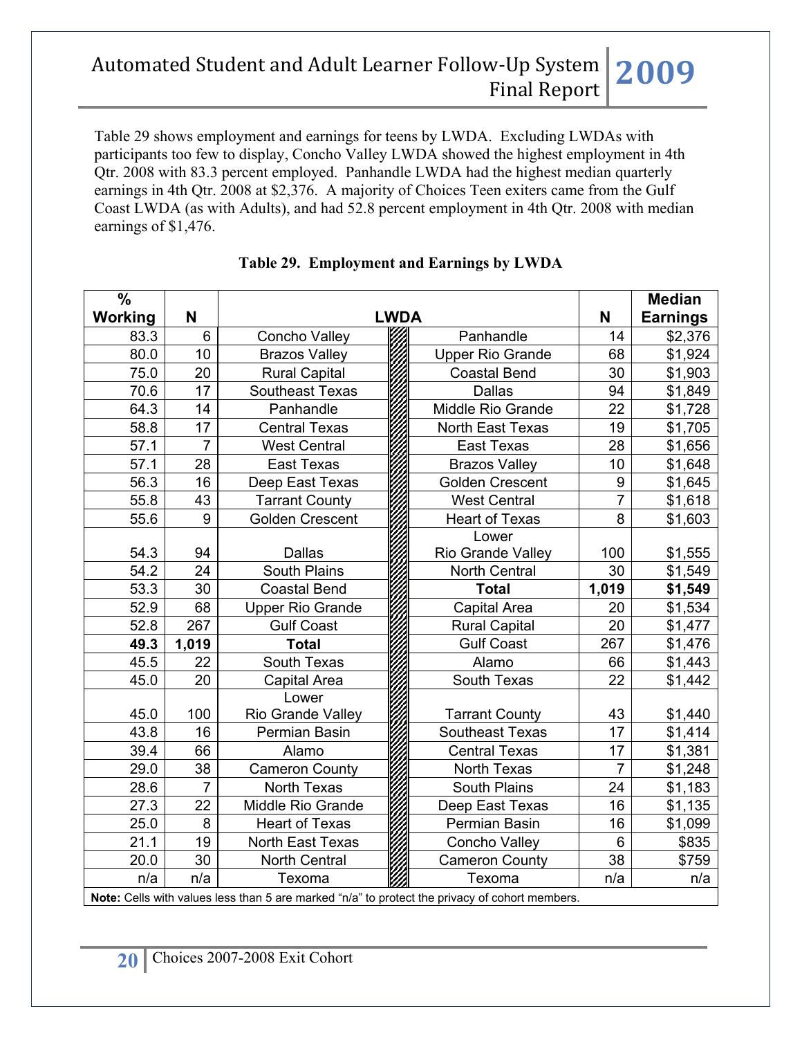Table 29 shows employment and earnings for teens by LWDA. Excluding LWDAs with participants too few to display, Concho Valley LWDA showed the highest employment in 4th Qtr. 2008 with 83.3 percent employed. Panhandle LWDA had the highest median quarterly earnings in 4th Qtr. 2008 at $2,376. A majority of Choices Teen exiters came from the Gulf Coast LWDA (as with Adults), and had 52.8 percent employment in 4th Qtr. 2008 with median earnings of $1,476.

**Table 29. Employment and Earnings by LWDA**

| % Working | N | LWDA | LWDA | N | Median Earnings |
|---|---|---|---|---|---|
| 83.3 | 6 | Concho Valley | Panhandle | 14 | $2,376 |
| 80.0 | 10 | Brazos Valley | Upper Rio Grande | 68 | $1,924 |
| 75.0 | 20 | Rural Capital | Coastal Bend | 30 | $1,903 |
| 70.6 | 17 | Southeast Texas | Dallas | 94 | $1,849 |
| 64.3 | 14 | Panhandle | Middle Rio Grande | 22 | $1,728 |
| 58.8 | 17 | Central Texas | North East Texas | 19 | $1,705 |
| 57.1 | 7 | West Central | East Texas | 28 | $1,656 |
| 57.1 | 28 | East Texas | Brazos Valley | 10 | $1,648 |
| 56.3 | 16 | Deep East Texas | Golden Crescent | 9 | $1,645 |
| 55.8 | 43 | Tarrant County | West Central | 7 | $1,618 |
| 55.6 | 9 | Golden Crescent | Heart of Texas | 8 | $1,603 |
| 54.3 | 94 | Dallas | Lower Rio Grande Valley | 100 | $1,555 |
| 54.2 | 24 | South Plains | North Central | 30 | $1,549 |
| 53.3 | 30 | Coastal Bend | **Total** | **1,019** | **$1,549** |
| 52.9 | 68 | Upper Rio Grande | Capital Area | 20 | $1,534 |
| 52.8 | 267 | Gulf Coast | Rural Capital | 20 | $1,477 |
| **49.3** | **1,019** | **Total** | Gulf Coast | 267 | $1,476 |
| 45.5 | 22 | South Texas | Alamo | 66 | $1,443 |
| 45.0 | 20 | Capital Area | South Texas | 22 | $1,442 |
| 45.0 | 100 | Lower Rio Grande Valley | Tarrant County | 43 | $1,440 |
| 43.8 | 16 | Permian Basin | Southeast Texas | 17 | $1,414 |
| 39.4 | 66 | Alamo | Central Texas | 17 | $1,381 |
| 29.0 | 38 | Cameron County | North Texas | 7 | $1,248 |
| 28.6 | 7 | North Texas | South Plains | 24 | $1,183 |
| 27.3 | 22 | Middle Rio Grande | Deep East Texas | 16 | $1,135 |
| 25.0 | 8 | Heart of Texas | Permian Basin | 16 | $1,099 |
| 21.1 | 19 | North East Texas | Concho Valley | 6 | $835 |
| 20.0 | 30 | North Central | Cameron County | 38 | $759 |
| n/a | n/a | Texoma | Texoma | n/a | n/a |

**Note:** Cells with values less than 5 are marked "n/a" to protect the privacy of cohort members.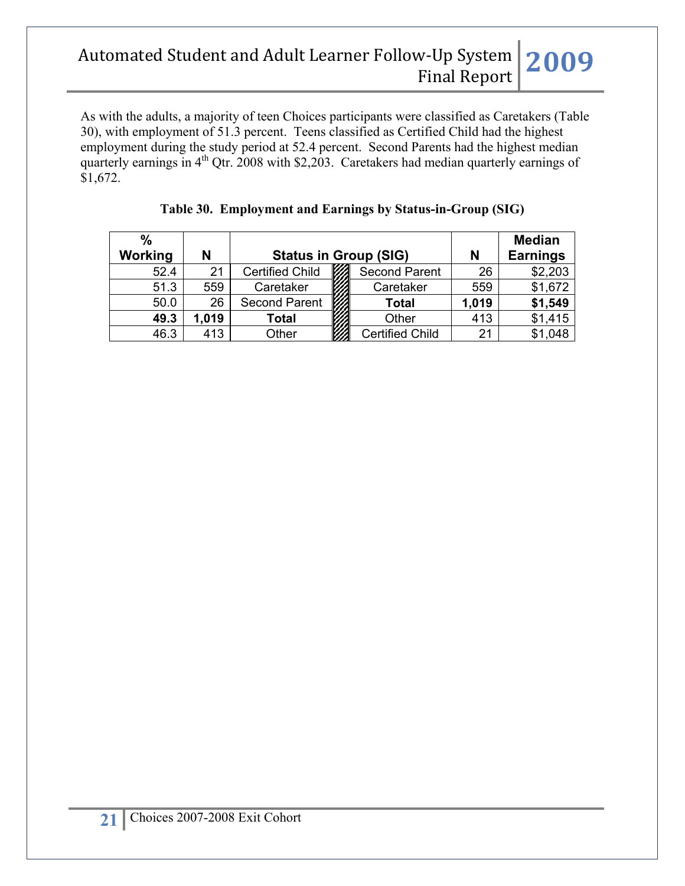As with the adults, a majority of teen Choices participants were classified as Caretakers (Table 30), with employment of 51.3 percent. Teens classified as Certified Child had the highest employment during the study period at 52.4 percent. Second Parents had the highest median quarterly earnings in 4th Qtr. 2008 with $2,203. Caretakers had median quarterly earnings of $1,672.

**Table 30. Employment and Earnings by Status-in-Group (SIG)**

| % Working | N | Status in Group (SIG) | Status in Group (SIG) | N | Median Earnings |
|---|---|---|---|---|---|
| 52.4 | 21 | Certified Child | Second Parent | 26 | $2,203 |
| 51.3 | 559 | Caretaker | Caretaker | 559 | $1,672 |
| 50.0 | 26 | Second Parent | **Total** | **1,019** | **$1,549** |
| **49.3** | **1,019** | **Total** | Other | 413 | $1,415 |
| 46.3 | 413 | Other | Certified Child | 21 | $1,048 |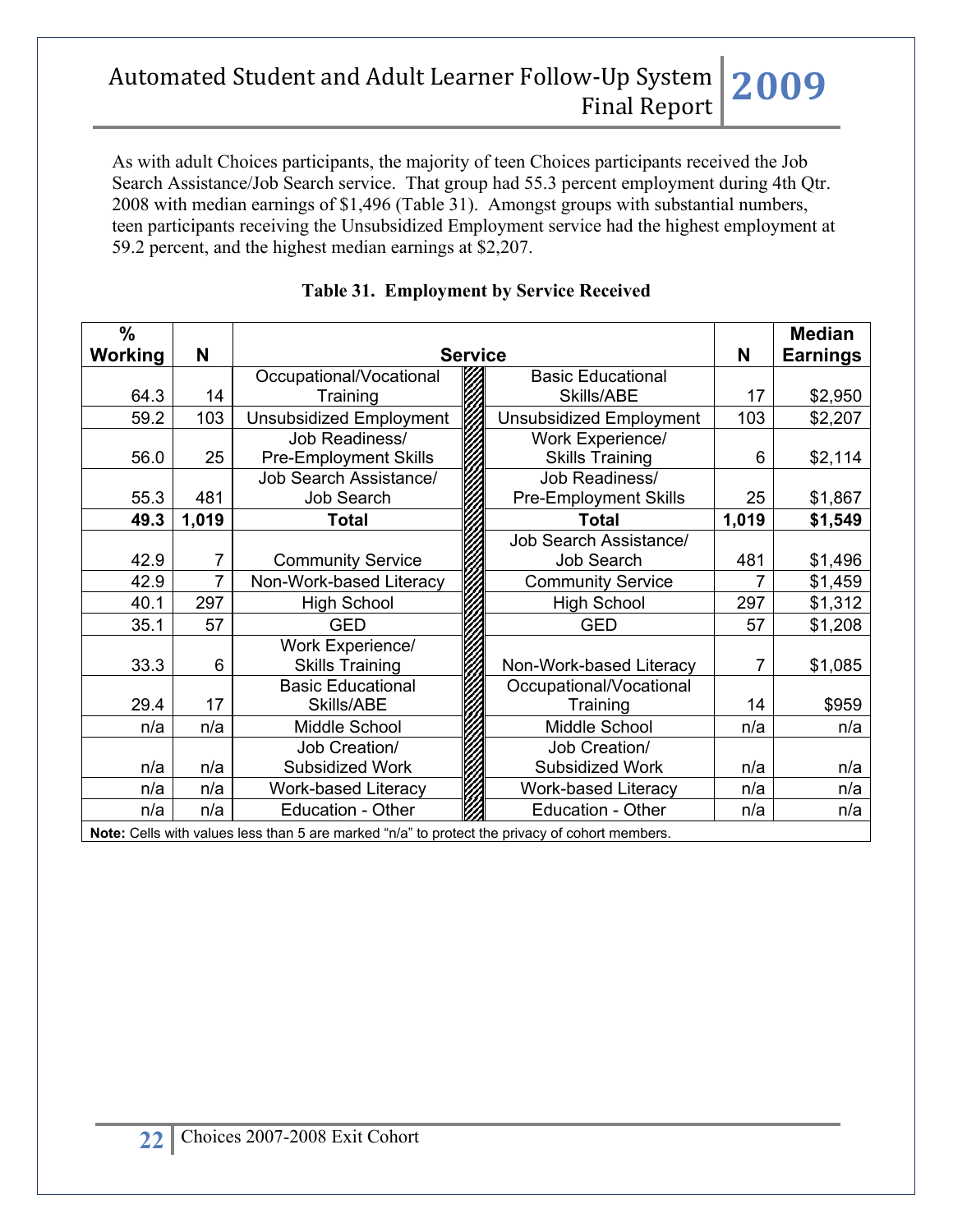As with adult Choices participants, the majority of teen Choices participants received the Job Search Assistance/Job Search service. That group had 55.3 percent employment during 4th Qtr. 2008 with median earnings of $1,496 (Table 31). Amongst groups with substantial numbers, teen participants receiving the Unsubsidized Employment service had the highest employment at 59.2 percent, and the highest median earnings at $2,207.

**Table 31. Employment by Service Received**

| % Working | N | Service | Service | N | Median Earnings |
|---|---|---|---|---|---|
| 64.3 | 14 | Occupational/Vocational Training | Basic Educational Skills/ABE | 17 | $2,950 |
| 59.2 | 103 | Unsubsidized Employment | Unsubsidized Employment | 103 | $2,207 |
| 56.0 | 25 | Job Readiness/ Pre-Employment Skills | Work Experience/ Skills Training | 6 | $2,114 |
| 55.3 | 481 | Job Search Assistance/ Job Search | Job Readiness/ Pre-Employment Skills | 25 | $1,867 |
| **49.3** | **1,019** | **Total** | **Total** | **1,019** | **$1,549** |
| 42.9 | 7 | Community Service | Job Search Assistance/ Job Search | 481 | $1,496 |
| 42.9 | 7 | Non-Work-based Literacy | Community Service | 7 | $1,459 |
| 40.1 | 297 | High School | High School | 297 | $1,312 |
| 35.1 | 57 | GED | GED | 57 | $1,208 |
| 33.3 | 6 | Work Experience/ Skills Training | Non-Work-based Literacy | 7 | $1,085 |
| 29.4 | 17 | Basic Educational Skills/ABE | Occupational/Vocational Training | 14 | $959 |
| n/a | n/a | Middle School | Middle School | n/a | n/a |
| n/a | n/a | Job Creation/ Subsidized Work | Job Creation/ Subsidized Work | n/a | n/a |
| n/a | n/a | Work-based Literacy | Work-based Literacy | n/a | n/a |
| n/a | n/a | Education - Other | Education - Other | n/a | n/a |

**Note:** Cells with values less than 5 are marked "n/a" to protect the privacy of cohort members.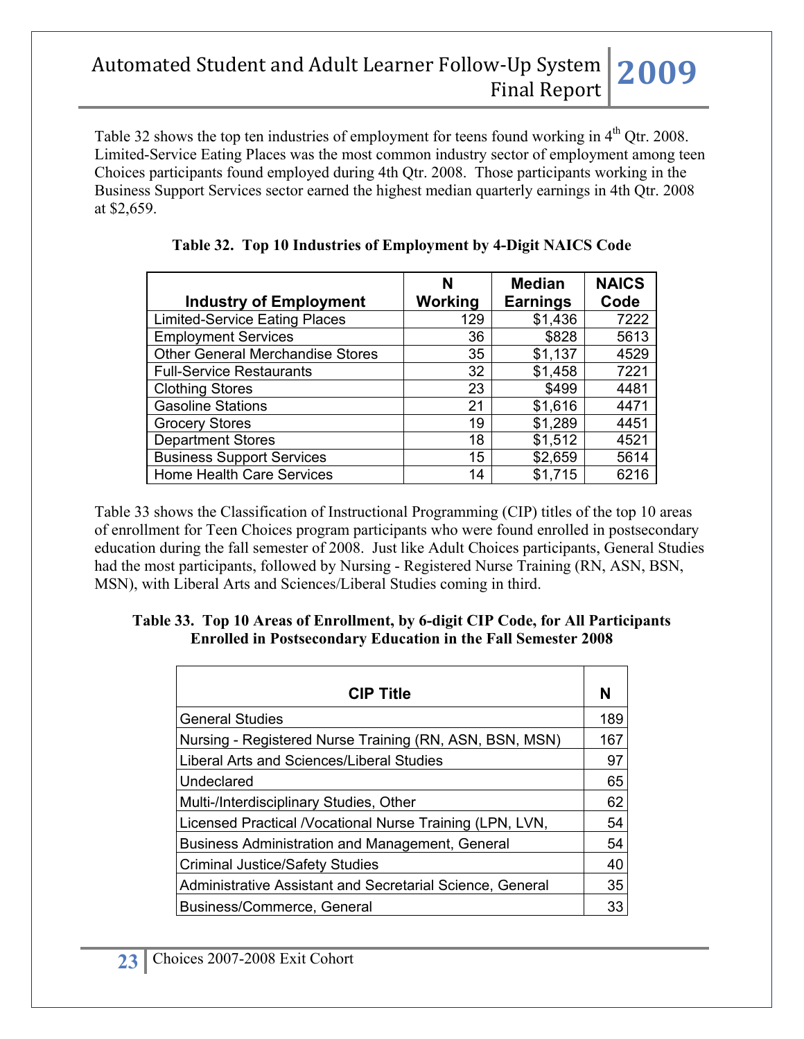Table 32 shows the top ten industries of employment for teens found working in 4th Qtr. 2008. Limited-Service Eating Places was the most common industry sector of employment among teen Choices participants found employed during 4th Qtr. 2008. Those participants working in the Business Support Services sector earned the highest median quarterly earnings in 4th Qtr. 2008 at $2,659.

**Table 32. Top 10 Industries of Employment by 4-Digit NAICS Code**

| Industry of Employment | N Working | Median Earnings | NAICS Code |
|---|---|---|---|
| Limited-Service Eating Places | 129 | $1,436 | 7222 |
| Employment Services | 36 | $828 | 5613 |
| Other General Merchandise Stores | 35 | $1,137 | 4529 |
| Full-Service Restaurants | 32 | $1,458 | 7221 |
| Clothing Stores | 23 | $499 | 4481 |
| Gasoline Stations | 21 | $1,616 | 4471 |
| Grocery Stores | 19 | $1,289 | 4451 |
| Department Stores | 18 | $1,512 | 4521 |
| Business Support Services | 15 | $2,659 | 5614 |
| Home Health Care Services | 14 | $1,715 | 6216 |

Table 33 shows the Classification of Instructional Programming (CIP) titles of the top 10 areas of enrollment for Teen Choices program participants who were found enrolled in postsecondary education during the fall semester of 2008. Just like Adult Choices participants, General Studies had the most participants, followed by Nursing - Registered Nurse Training (RN, ASN, BSN, MSN), with Liberal Arts and Sciences/Liberal Studies coming in third.

**Table 33. Top 10 Areas of Enrollment, by 6-digit CIP Code, for All Participants Enrolled in Postsecondary Education in the Fall Semester 2008**

| CIP Title | N |
|---|---|
| General Studies | 189 |
| Nursing - Registered Nurse Training (RN, ASN, BSN, MSN) | 167 |
| Liberal Arts and Sciences/Liberal Studies | 97 |
| Undeclared | 65 |
| Multi-/Interdisciplinary Studies, Other | 62 |
| Licensed Practical /Vocational Nurse Training (LPN, LVN, | 54 |
| Business Administration and Management, General | 54 |
| Criminal Justice/Safety Studies | 40 |
| Administrative Assistant and Secretarial Science, General | 35 |
| Business/Commerce, General | 33 |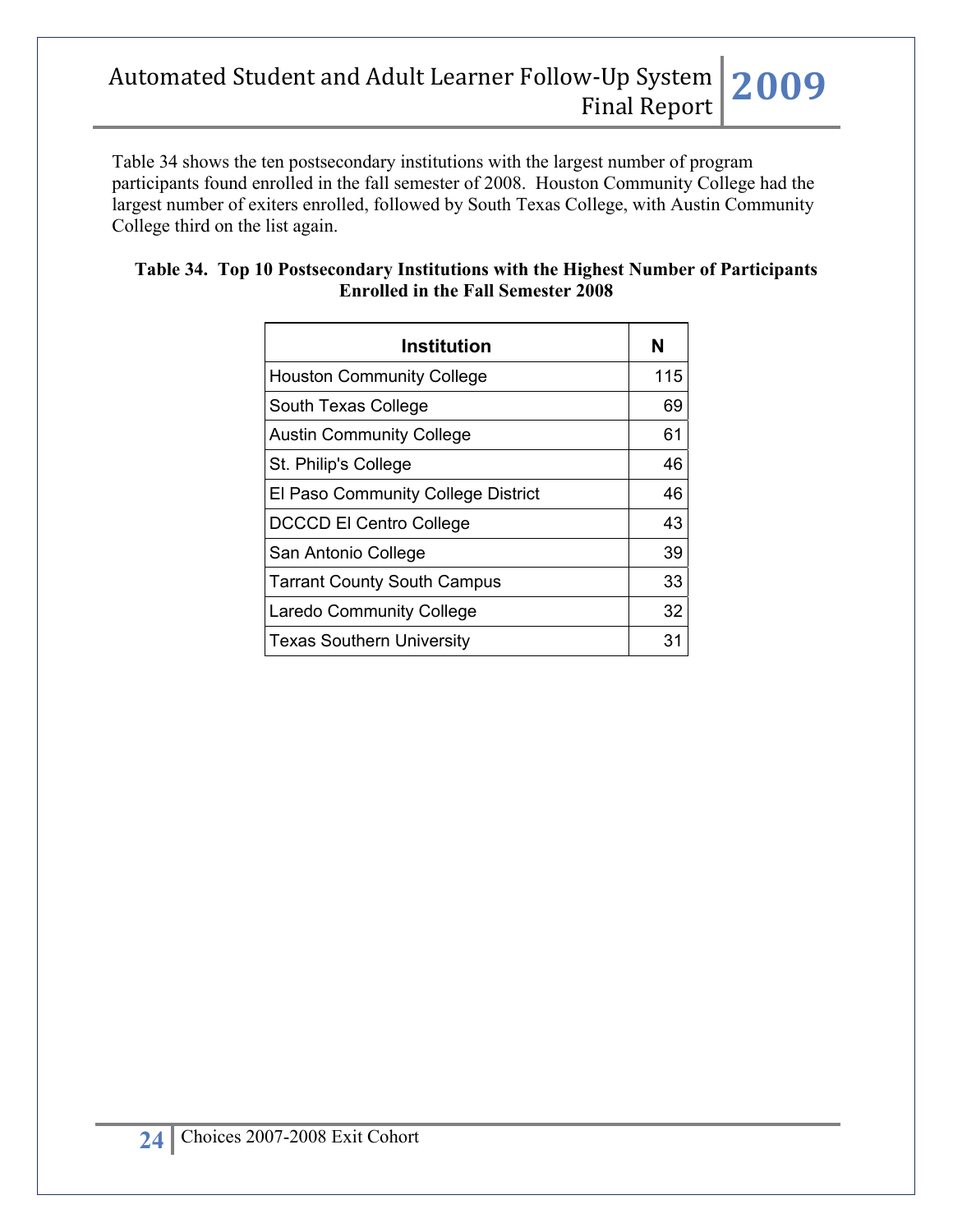Table 34 shows the ten postsecondary institutions with the largest number of program participants found enrolled in the fall semester of 2008. Houston Community College had the largest number of exiters enrolled, followed by South Texas College, with Austin Community College third on the list again.

**Table 34. Top 10 Postsecondary Institutions with the Highest Number of Participants Enrolled in the Fall Semester 2008**

| Institution | N |
|---|---|
| Houston Community College | 115 |
| South Texas College | 69 |
| Austin Community College | 61 |
| St. Philip's College | 46 |
| El Paso Community College District | 46 |
| DCCCD El Centro College | 43 |
| San Antonio College | 39 |
| Tarrant County South Campus | 33 |
| Laredo Community College | 32 |
| Texas Southern University | 31 |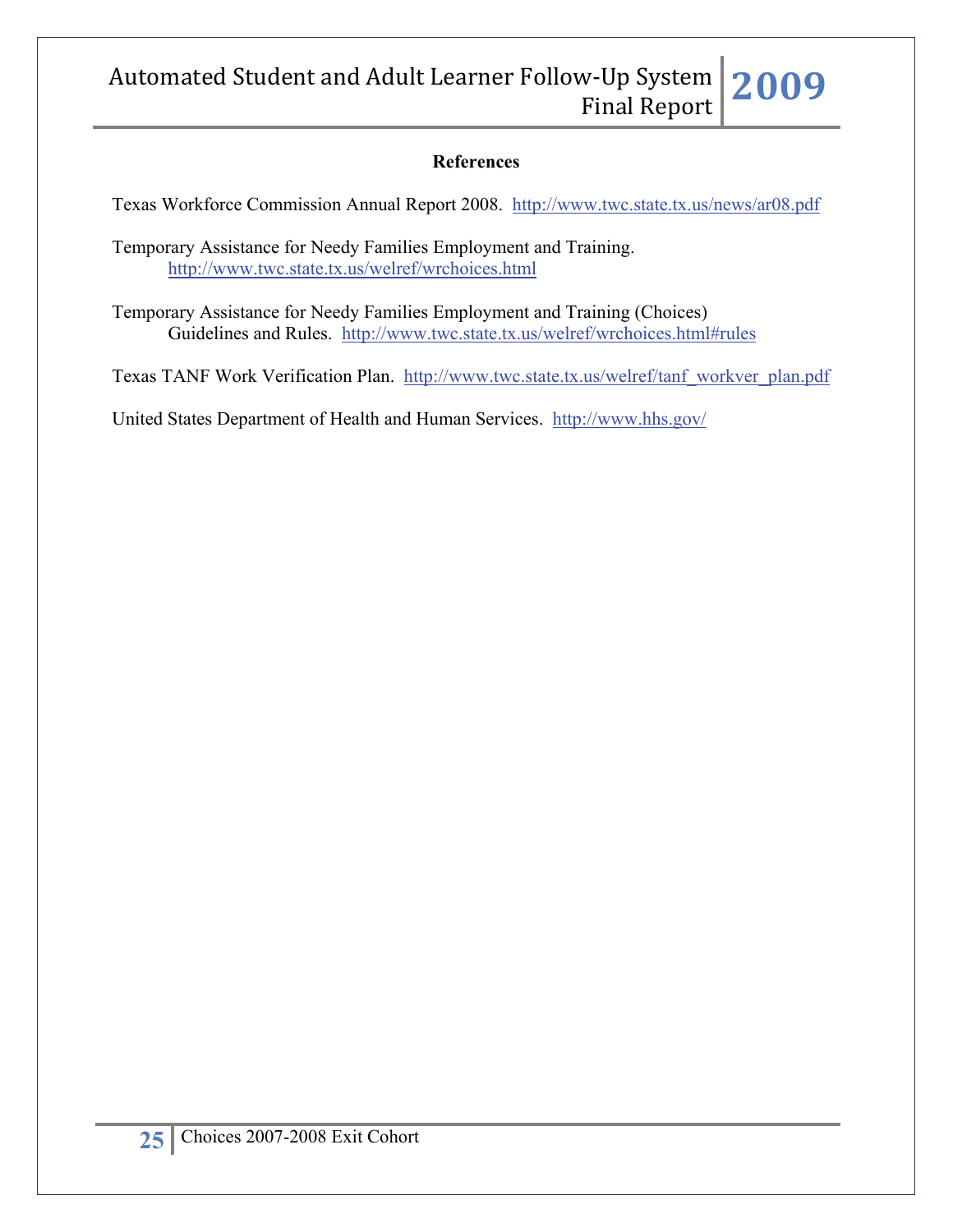## References

Texas Workforce Commission Annual Report 2008. http://www.twc.state.tx.us/news/ar08.pdf

Temporary Assistance for Needy Families Employment and Training. http://www.twc.state.tx.us/welref/wrchoices.html

Temporary Assistance for Needy Families Employment and Training (Choices) Guidelines and Rules. http://www.twc.state.tx.us/welref/wrchoices.html#rules

Texas TANF Work Verification Plan. http://www.twc.state.tx.us/welref/tanf_workver_plan.pdf

United States Department of Health and Human Services. http://www.hhs.gov/